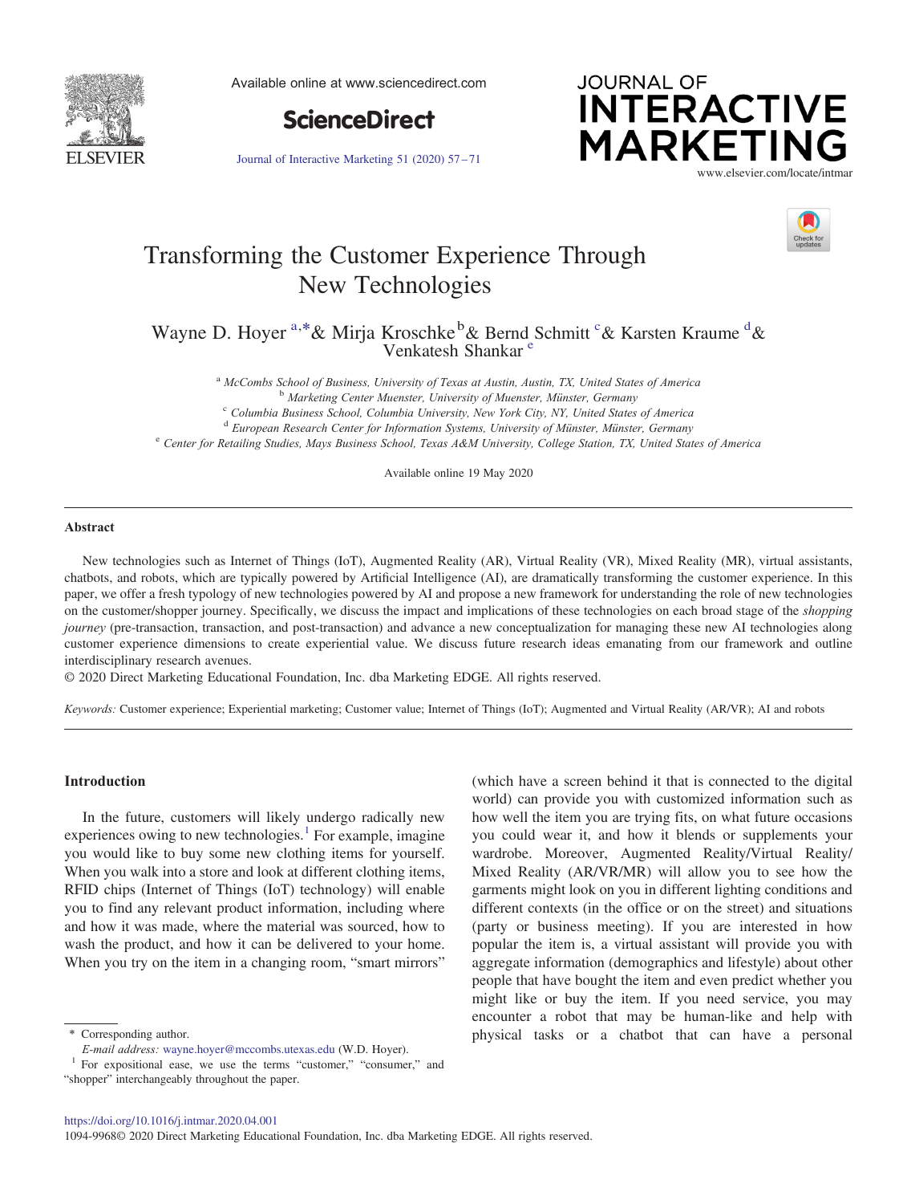# Transforming the Customer Experience Through New Technologies

Wayne D. Hoyer [a,*] & Mirja Kroschke [b] & Bernd Schmitt [c] & Karsten Kraume [d] & Venkatesh Shankar [e]

[a] *McCombs School of Business, University of Texas at Austin, Austin, TX, United States of America*
[b] *Marketing Center Muenster, University of Muenster, Münster, Germany*
[c] *Columbia Business School, Columbia University, New York City, NY, United States of America*
[d] *European Research Center for Information Systems, University of Münster, Münster, Germany*
[e] *Center for Retailing Studies, Mays Business School, Texas A&M University, College Station, TX, United States of America*

Available online 19 May 2020

## Abstract

New technologies such as Internet of Things (IoT), Augmented Reality (AR), Virtual Reality (VR), Mixed Reality (MR), virtual assistants, chatbots, and robots, which are typically powered by Artificial Intelligence (AI), are dramatically transforming the customer experience. In this paper, we offer a fresh typology of new technologies powered by AI and propose a new framework for understanding the role of new technologies on the customer/shopper journey. Specifically, we discuss the impact and implications of these technologies on each broad stage of the *shopping journey* (pre-transaction, transaction, and post-transaction) and advance a new conceptualization for managing these new AI technologies along customer experience dimensions to create experiential value. We discuss future research ideas emanating from our framework and outline interdisciplinary research avenues.

© 2020 Direct Marketing Educational Foundation, Inc. dba Marketing EDGE. All rights reserved.

*Keywords:* Customer experience; Experiential marketing; Customer value; Internet of Things (IoT); Augmented and Virtual Reality (AR/VR); AI and robots

## Introduction

In the future, customers will likely undergo radically new experiences owing to new technologies.[1] For example, imagine you would like to buy some new clothing items for yourself. When you walk into a store and look at different clothing items, RFID chips (Internet of Things (IoT) technology) will enable you to find any relevant product information, including where and how it was made, where the material was sourced, how to wash the product, and how it can be delivered to your home. When you try on the item in a changing room, "smart mirrors" (which have a screen behind it that is connected to the digital world) can provide you with customized information such as how well the item you are trying fits, on what future occasions you could wear it, and how it blends or supplements your wardrobe. Moreover, Augmented Reality/Virtual Reality/Mixed Reality (AR/VR/MR) will allow you to see how the garments might look on you in different lighting conditions and different contexts (in the office or on the street) and situations (party or business meeting). If you are interested in how popular the item is, a virtual assistant will provide you with aggregate information (demographics and lifestyle) about other people that have bought the item and even predict whether you might like or buy the item. If you need service, you may encounter a robot that may be human-like and help with physical tasks or a chatbot that can have a personal

\* Corresponding author.
*E-mail address:* wayne.hoyer@mccombs.utexas.edu (W.D. Hoyer).

[1] For expositional ease, we use the terms "customer," "consumer," and "shopper" interchangeably throughout the paper.

https://doi.org/10.1016/j.intmar.2020.04.001
1094-9968© 2020 Direct Marketing Educational Foundation, Inc. dba Marketing EDGE. All rights reserved.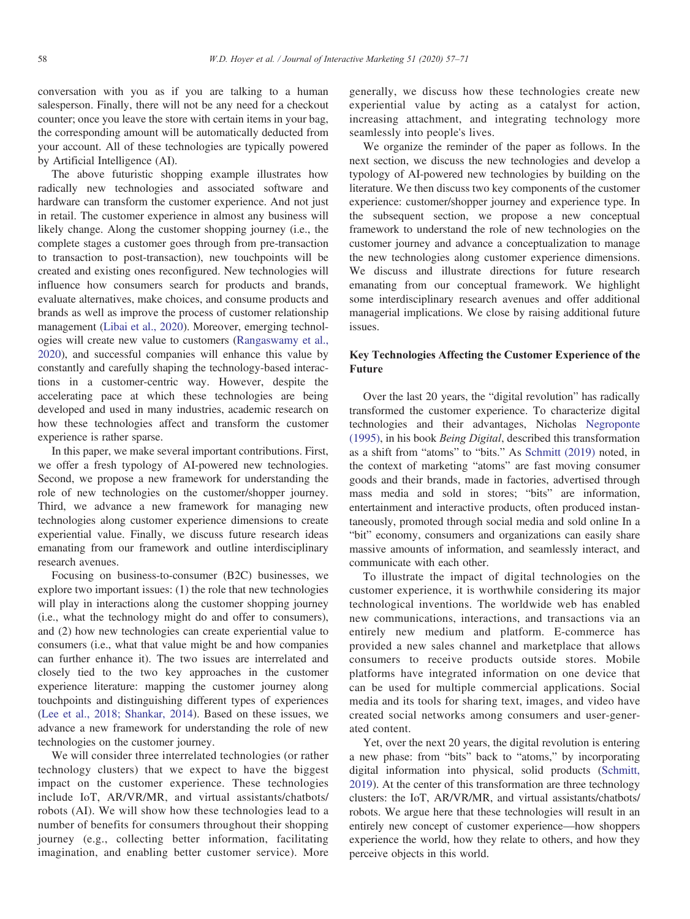conversation with you as if you are talking to a human salesperson. Finally, there will not be any need for a checkout counter; once you leave the store with certain items in your bag, the corresponding amount will be automatically deducted from your account. All of these technologies are typically powered by Artificial Intelligence (AI).

The above futuristic shopping example illustrates how radically new technologies and associated software and hardware can transform the customer experience. And not just in retail. The customer experience in almost any business will likely change. Along the customer shopping journey (i.e., the complete stages a customer goes through from pre-transaction to transaction to post-transaction), new touchpoints will be created and existing ones reconfigured. New technologies will influence how consumers search for products and brands, evaluate alternatives, make choices, and consume products and brands as well as improve the process of customer relationship management (Libai et al., 2020). Moreover, emerging technologies will create new value to customers (Rangaswamy et al., 2020), and successful companies will enhance this value by constantly and carefully shaping the technology-based interactions in a customer-centric way. However, despite the accelerating pace at which these technologies are being developed and used in many industries, academic research on how these technologies affect and transform the customer experience is rather sparse.

In this paper, we make several important contributions. First, we offer a fresh typology of AI-powered new technologies. Second, we propose a new framework for understanding the role of new technologies on the customer/shopper journey. Third, we advance a new framework for managing new technologies along customer experience dimensions to create experiential value. Finally, we discuss future research ideas emanating from our framework and outline interdisciplinary research avenues.

Focusing on business-to-consumer (B2C) businesses, we explore two important issues: (1) the role that new technologies will play in interactions along the customer shopping journey (i.e., what the technology might do and offer to consumers), and (2) how new technologies can create experiential value to consumers (i.e., what that value might be and how companies can further enhance it). The two issues are interrelated and closely tied to the two key approaches in the customer experience literature: mapping the customer journey along touchpoints and distinguishing different types of experiences (Lee et al., 2018; Shankar, 2014). Based on these issues, we advance a new framework for understanding the role of new technologies on the customer journey.

We will consider three interrelated technologies (or rather technology clusters) that we expect to have the biggest impact on the customer experience. These technologies include IoT, AR/VR/MR, and virtual assistants/chatbots/robots (AI). We will show how these technologies lead to a number of benefits for consumers throughout their shopping journey (e.g., collecting better information, facilitating imagination, and enabling better customer service). More generally, we discuss how these technologies create new experiential value by acting as a catalyst for action, increasing attachment, and integrating technology more seamlessly into people's lives.

We organize the reminder of the paper as follows. In the next section, we discuss the new technologies and develop a typology of AI-powered new technologies by building on the literature. We then discuss two key components of the customer experience: customer/shopper journey and experience type. In the subsequent section, we propose a new conceptual framework to understand the role of new technologies on the customer journey and advance a conceptualization to manage the new technologies along customer experience dimensions. We discuss and illustrate directions for future research emanating from our conceptual framework. We highlight some interdisciplinary research avenues and offer additional managerial implications. We close by raising additional future issues.

## Key Technologies Affecting the Customer Experience of the Future

Over the last 20 years, the "digital revolution" has radically transformed the customer experience. To characterize digital technologies and their advantages, Nicholas Negroponte (1995), in his book *Being Digital*, described this transformation as a shift from "atoms" to "bits." As Schmitt (2019) noted, in the context of marketing "atoms" are fast moving consumer goods and their brands, made in factories, advertised through mass media and sold in stores; "bits" are information, entertainment and interactive products, often produced instantaneously, promoted through social media and sold online In a "bit" economy, consumers and organizations can easily share massive amounts of information, and seamlessly interact, and communicate with each other.

To illustrate the impact of digital technologies on the customer experience, it is worthwhile considering its major technological inventions. The worldwide web has enabled new communications, interactions, and transactions via an entirely new medium and platform. E-commerce has provided a new sales channel and marketplace that allows consumers to receive products outside stores. Mobile platforms have integrated information on one device that can be used for multiple commercial applications. Social media and its tools for sharing text, images, and video have created social networks among consumers and user-generated content.

Yet, over the next 20 years, the digital revolution is entering a new phase: from "bits" back to "atoms," by incorporating digital information into physical, solid products (Schmitt, 2019). At the center of this transformation are three technology clusters: the IoT, AR/VR/MR, and virtual assistants/chatbots/robots. We argue here that these technologies will result in an entirely new concept of customer experience—how shoppers experience the world, how they relate to others, and how they perceive objects in this world.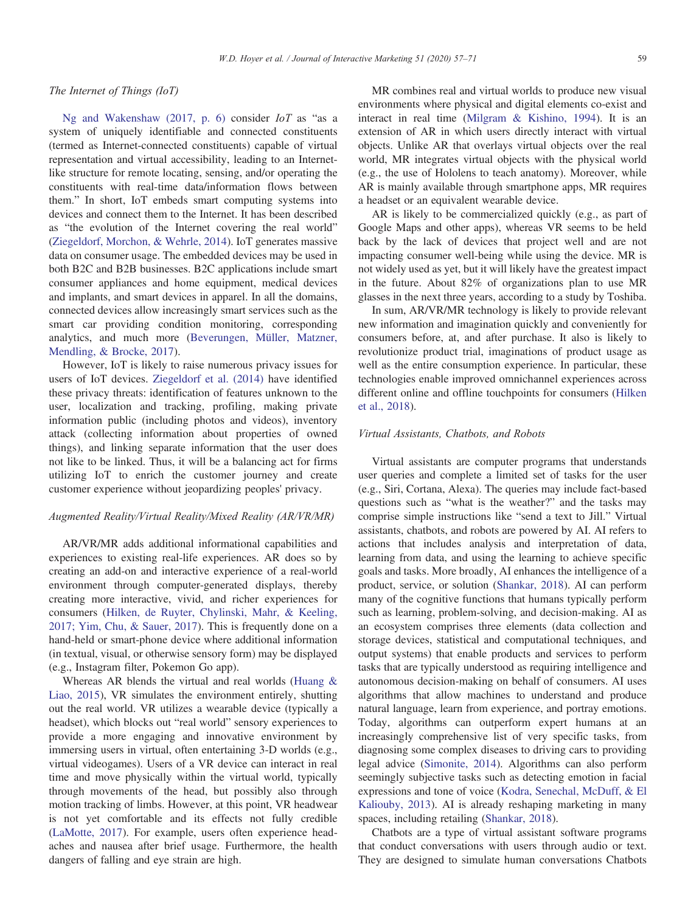### The Internet of Things (IoT)

Ng and Wakenshaw (2017, p. 6) consider *IoT* as "as a system of uniquely identifiable and connected constituents (termed as Internet-connected constituents) capable of virtual representation and virtual accessibility, leading to an Internet-like structure for remote locating, sensing, and/or operating the constituents with real-time data/information flows between them." In short, IoT embeds smart computing systems into devices and connect them to the Internet. It has been described as "the evolution of the Internet covering the real world" (Ziegeldorf, Morchon, & Wehrle, 2014). IoT generates massive data on consumer usage. The embedded devices may be used in both B2C and B2B businesses. B2C applications include smart consumer appliances and home equipment, medical devices and implants, and smart devices in apparel. In all the domains, connected devices allow increasingly smart services such as the smart car providing condition monitoring, corresponding analytics, and much more (Beverungen, Müller, Matzner, Mendling, & Brocke, 2017).

However, IoT is likely to raise numerous privacy issues for users of IoT devices. Ziegeldorf et al. (2014) have identified these privacy threats: identification of features unknown to the user, localization and tracking, profiling, making private information public (including photos and videos), inventory attack (collecting information about properties of owned things), and linking separate information that the user does not like to be linked. Thus, it will be a balancing act for firms utilizing IoT to enrich the customer journey and create customer experience without jeopardizing peoples' privacy.

### Augmented Reality/Virtual Reality/Mixed Reality (AR/VR/MR)

AR/VR/MR adds additional informational capabilities and experiences to existing real-life experiences. AR does so by creating an add-on and interactive experience of a real-world environment through computer-generated displays, thereby creating more interactive, vivid, and richer experiences for consumers (Hilken, de Ruyter, Chylinski, Mahr, & Keeling, 2017; Yim, Chu, & Sauer, 2017). This is frequently done on a hand-held or smart-phone device where additional information (in textual, visual, or otherwise sensory form) may be displayed (e.g., Instagram filter, Pokemon Go app).

Whereas AR blends the virtual and real worlds (Huang & Liao, 2015), VR simulates the environment entirely, shutting out the real world. VR utilizes a wearable device (typically a headset), which blocks out "real world" sensory experiences to provide a more engaging and innovative environment by immersing users in virtual, often entertaining 3-D worlds (e.g., virtual videogames). Users of a VR device can interact in real time and move physically within the virtual world, typically through movements of the head, but possibly also through motion tracking of limbs. However, at this point, VR headwear is not yet comfortable and its effects not fully credible (LaMotte, 2017). For example, users often experience headaches and nausea after brief usage. Furthermore, the health dangers of falling and eye strain are high.

MR combines real and virtual worlds to produce new visual environments where physical and digital elements co-exist and interact in real time (Milgram & Kishino, 1994). It is an extension of AR in which users directly interact with virtual objects. Unlike AR that overlays virtual objects over the real world, MR integrates virtual objects with the physical world (e.g., the use of Hololens to teach anatomy). Moreover, while AR is mainly available through smartphone apps, MR requires a headset or an equivalent wearable device.

AR is likely to be commercialized quickly (e.g., as part of Google Maps and other apps), whereas VR seems to be held back by the lack of devices that project well and are not impacting consumer well-being while using the device. MR is not widely used as yet, but it will likely have the greatest impact in the future. About 82% of organizations plan to use MR glasses in the next three years, according to a study by Toshiba.

In sum, AR/VR/MR technology is likely to provide relevant new information and imagination quickly and conveniently for consumers before, at, and after purchase. It also is likely to revolutionize product trial, imaginations of product usage as well as the entire consumption experience. In particular, these technologies enable improved omnichannel experiences across different online and offline touchpoints for consumers (Hilken et al., 2018).

### Virtual Assistants, Chatbots, and Robots

Virtual assistants are computer programs that understands user queries and complete a limited set of tasks for the user (e.g., Siri, Cortana, Alexa). The queries may include fact-based questions such as "what is the weather?" and the tasks may comprise simple instructions like "send a text to Jill." Virtual assistants, chatbots, and robots are powered by AI. AI refers to actions that includes analysis and interpretation of data, learning from data, and using the learning to achieve specific goals and tasks. More broadly, AI enhances the intelligence of a product, service, or solution (Shankar, 2018). AI can perform many of the cognitive functions that humans typically perform such as learning, problem-solving, and decision-making. AI as an ecosystem comprises three elements (data collection and storage devices, statistical and computational techniques, and output systems) that enable products and services to perform tasks that are typically understood as requiring intelligence and autonomous decision-making on behalf of consumers. AI uses algorithms that allow machines to understand and produce natural language, learn from experience, and portray emotions. Today, algorithms can outperform expert humans at an increasingly comprehensive list of very specific tasks, from diagnosing some complex diseases to driving cars to providing legal advice (Simonite, 2014). Algorithms can also perform seemingly subjective tasks such as detecting emotion in facial expressions and tone of voice (Kodra, Senechal, McDuff, & El Kaliouby, 2013). AI is already reshaping marketing in many spaces, including retailing (Shankar, 2018).

Chatbots are a type of virtual assistant software programs that conduct conversations with users through audio or text. They are designed to simulate human conversations Chatbots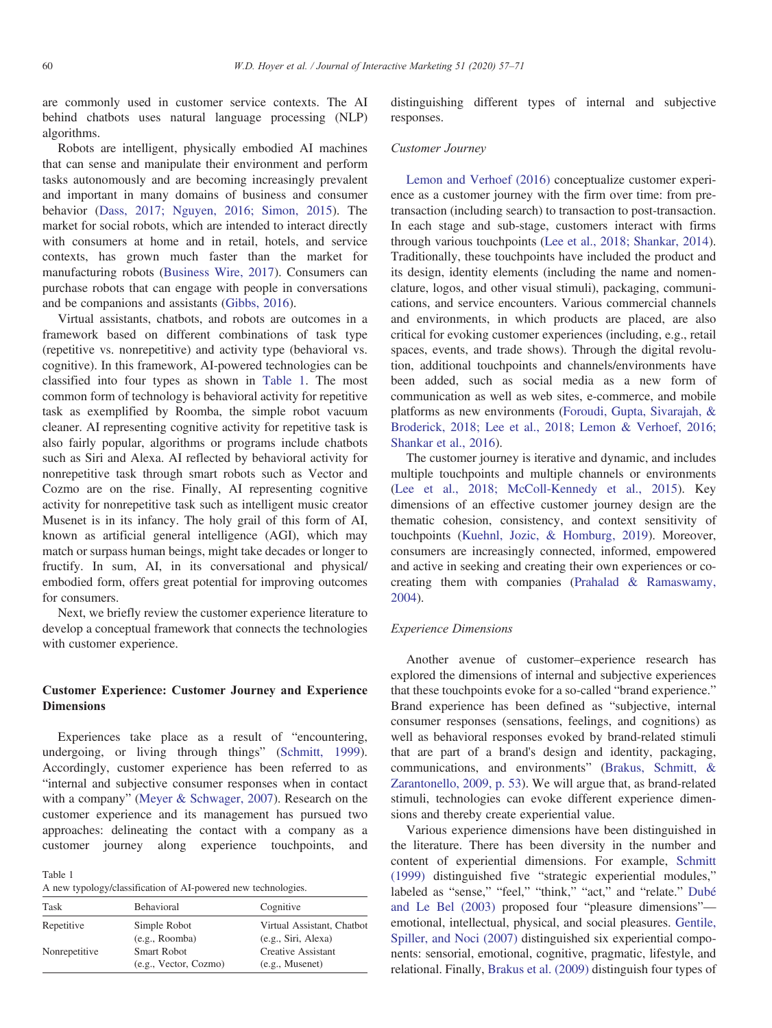are commonly used in customer service contexts. The AI behind chatbots uses natural language processing (NLP) algorithms.

Robots are intelligent, physically embodied AI machines that can sense and manipulate their environment and perform tasks autonomously and are becoming increasingly prevalent and important in many domains of business and consumer behavior (Dass, 2017; Nguyen, 2016; Simon, 2015). The market for social robots, which are intended to interact directly with consumers at home and in retail, hotels, and service contexts, has grown much faster than the market for manufacturing robots (Business Wire, 2017). Consumers can purchase robots that can engage with people in conversations and be companions and assistants (Gibbs, 2016).

Virtual assistants, chatbots, and robots are outcomes in a framework based on different combinations of task type (repetitive vs. nonrepetitive) and activity type (behavioral vs. cognitive). In this framework, AI-powered technologies can be classified into four types as shown in Table 1. The most common form of technology is behavioral activity for repetitive task as exemplified by Roomba, the simple robot vacuum cleaner. AI representing cognitive activity for repetitive task is also fairly popular, algorithms or programs include chatbots such as Siri and Alexa. AI reflected by behavioral activity for nonrepetitive task through smart robots such as Vector and Cozmo are on the rise. Finally, AI representing cognitive activity for nonrepetitive task such as intelligent music creator Musenet is in its infancy. The holy grail of this form of AI, known as artificial general intelligence (AGI), which may match or surpass human beings, might take decades or longer to fructify. In sum, AI, in its conversational and physical/embodied form, offers great potential for improving outcomes for consumers.

Next, we briefly review the customer experience literature to develop a conceptual framework that connects the technologies with customer experience.

## Customer Experience: Customer Journey and Experience Dimensions

Experiences take place as a result of "encountering, undergoing, or living through things" (Schmitt, 1999). Accordingly, customer experience has been referred to as "internal and subjective consumer responses when in contact with a company" (Meyer & Schwager, 2007). Research on the customer experience and its management has pursued two approaches: delineating the contact with a company as a customer journey along experience touchpoints, and distinguishing different types of internal and subjective responses.

Table 1
A new typology/classification of AI-powered new technologies.

| Task | Behavioral | Cognitive |
|---|---|---|
| Repetitive | Simple Robot (e.g., Roomba) | Virtual Assistant, Chatbot (e.g., Siri, Alexa) |
| Nonrepetitive | Smart Robot (e.g., Vector, Cozmo) | Creative Assistant (e.g., Musenet) |

### *Customer Journey*

Lemon and Verhoef (2016) conceptualize customer experience as a customer journey with the firm over time: from pre-transaction (including search) to transaction to post-transaction. In each stage and sub-stage, customers interact with firms through various touchpoints (Lee et al., 2018; Shankar, 2014). Traditionally, these touchpoints have included the product and its design, identity elements (including the name and nomenclature, logos, and other visual stimuli), packaging, communications, and service encounters. Various commercial channels and environments, in which products are placed, are also critical for evoking customer experiences (including, e.g., retail spaces, events, and trade shows). Through the digital revolution, additional touchpoints and channels/environments have been added, such as social media as a new form of communication as well as web sites, e-commerce, and mobile platforms as new environments (Foroudi, Gupta, Sivarajah, & Broderick, 2018; Lee et al., 2018; Lemon & Verhoef, 2016; Shankar et al., 2016).

The customer journey is iterative and dynamic, and includes multiple touchpoints and multiple channels or environments (Lee et al., 2018; McColl-Kennedy et al., 2015). Key dimensions of an effective customer journey design are the thematic cohesion, consistency, and context sensitivity of touchpoints (Kuehnl, Jozic, & Homburg, 2019). Moreover, consumers are increasingly connected, informed, empowered and active in seeking and creating their own experiences or co-creating them with companies (Prahalad & Ramaswamy, 2004).

### *Experience Dimensions*

Another avenue of customer–experience research has explored the dimensions of internal and subjective experiences that these touchpoints evoke for a so-called "brand experience." Brand experience has been defined as "subjective, internal consumer responses (sensations, feelings, and cognitions) as well as behavioral responses evoked by brand-related stimuli that are part of a brand's design and identity, packaging, communications, and environments" (Brakus, Schmitt, & Zarantonello, 2009, p. 53). We will argue that, as brand-related stimuli, technologies can evoke different experience dimensions and thereby create experiential value.

Various experience dimensions have been distinguished in the literature. There has been diversity in the number and content of experiential dimensions. For example, Schmitt (1999) distinguished five "strategic experiential modules," labeled as "sense," "feel," "think," "act," and "relate." Dubé and Le Bel (2003) proposed four "pleasure dimensions"—emotional, intellectual, physical, and social pleasures. Gentile, Spiller, and Noci (2007) distinguished six experiential components: sensorial, emotional, cognitive, pragmatic, lifestyle, and relational. Finally, Brakus et al. (2009) distinguish four types of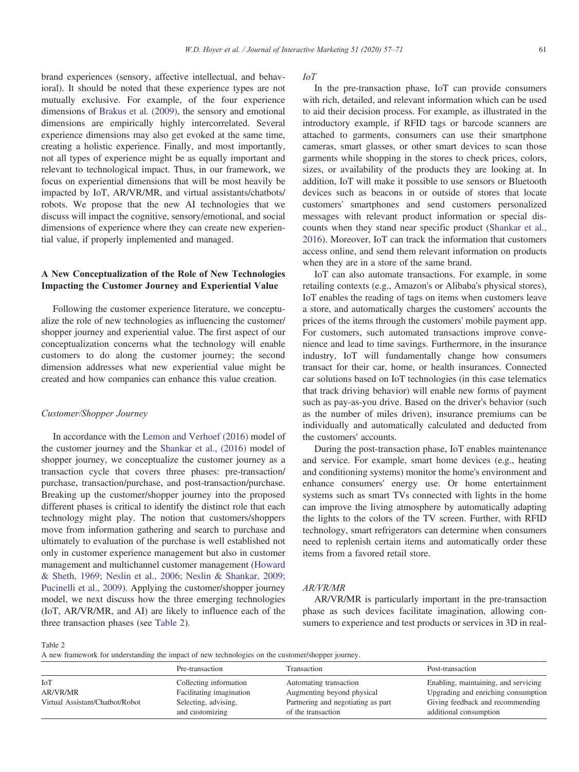brand experiences (sensory, affective intellectual, and behavioral). It should be noted that these experience types are not mutually exclusive. For example, of the four experience dimensions of Brakus et al. (2009), the sensory and emotional dimensions are empirically highly intercorrelated. Several experience dimensions may also get evoked at the same time, creating a holistic experience. Finally, and most importantly, not all types of experience might be as equally important and relevant to technological impact. Thus, in our framework, we focus on experiential dimensions that will be most heavily be impacted by IoT, AR/VR/MR, and virtual assistants/chatbots/robots. We propose that the new AI technologies that we discuss will impact the cognitive, sensory/emotional, and social dimensions of experience where they can create new experiential value, if properly implemented and managed.

## A New Conceptualization of the Role of New Technologies Impacting the Customer Journey and Experiential Value

Following the customer experience literature, we conceptualize the role of new technologies as influencing the customer/shopper journey and experiential value. The first aspect of our conceptualization concerns what the technology will enable customers to do along the customer journey; the second dimension addresses what new experiential value might be created and how companies can enhance this value creation.

### *Customer/Shopper Journey*

In accordance with the Lemon and Verhoef (2016) model of the customer journey and the Shankar et al., (2016) model of shopper journey, we conceptualize the customer journey as a transaction cycle that covers three phases: pre-transaction/purchase, transaction/purchase, and post-transaction/purchase. Breaking up the customer/shopper journey into the proposed different phases is critical to identify the distinct role that each technology might play. The notion that customers/shoppers move from information gathering and search to purchase and ultimately to evaluation of the purchase is well established not only in customer experience management but also in customer management and multichannel customer management (Howard & Sheth, 1969; Neslin et al., 2006; Neslin & Shankar, 2009; Pucinelli et al., 2009). Applying the customer/shopper journey model, we next discuss how the three emerging technologies (IoT, AR/VR/MR, and AI) are likely to influence each of the three transaction phases (see Table 2).

#### *IoT*

In the pre-transaction phase, IoT can provide consumers with rich, detailed, and relevant information which can be used to aid their decision process. For example, as illustrated in the introductory example, if RFID tags or barcode scanners are attached to garments, consumers can use their smartphone cameras, smart glasses, or other smart devices to scan those garments while shopping in the stores to check prices, colors, sizes, or availability of the products they are looking at. In addition, IoT will make it possible to use sensors or Bluetooth devices such as beacons in or outside of stores that locate customers' smartphones and send customers personalized messages with relevant product information or special discounts when they stand near specific product (Shankar et al., 2016). Moreover, IoT can track the information that customers access online, and send them relevant information on products when they are in a store of the same brand.

IoT can also automate transactions. For example, in some retailing contexts (e.g., Amazon's or Alibaba's physical stores), IoT enables the reading of tags on items when customers leave a store, and automatically charges the customers' accounts the prices of the items through the customers' mobile payment app. For customers, such automated transactions improve convenience and lead to time savings. Furthermore, in the insurance industry, IoT will fundamentally change how consumers transact for their car, home, or health insurances. Connected car solutions based on IoT technologies (in this case telematics that track driving behavior) will enable new forms of payment such as pay-as-you drive. Based on the driver's behavior (such as the number of miles driven), insurance premiums can be individually and automatically calculated and deducted from the customers' accounts.

During the post-transaction phase, IoT enables maintenance and service. For example, smart home devices (e.g., heating and conditioning systems) monitor the home's environment and enhance consumers' energy use. Or home entertainment systems such as smart TVs connected with lights in the home can improve the living atmosphere by automatically adapting the lights to the colors of the TV screen. Further, with RFID technology, smart refrigerators can determine when consumers need to replenish certain items and automatically order these items from a favored retail store.

#### *AR/VR/MR*

AR/VR/MR is particularly important in the pre-transaction phase as such devices facilitate imagination, allowing consumers to experience and test products or services in 3D in real-

Table 2
A new framework for understanding the impact of new technologies on the customer/shopper journey.

| | Pre-transaction | Transaction | Post-transaction |
|---|---|---|---|
| IoT | Collecting information | Automating transaction | Enabling, maintaining, and servicing |
| AR/VR/MR | Facilitating imagination | Augmenting beyond physical | Upgrading and enriching consumption |
| Virtual Assistant/Chatbot/Robot | Selecting, advising, and customizing | Partnering and negotiating as part of the transaction | Giving feedback and recommending additional consumption |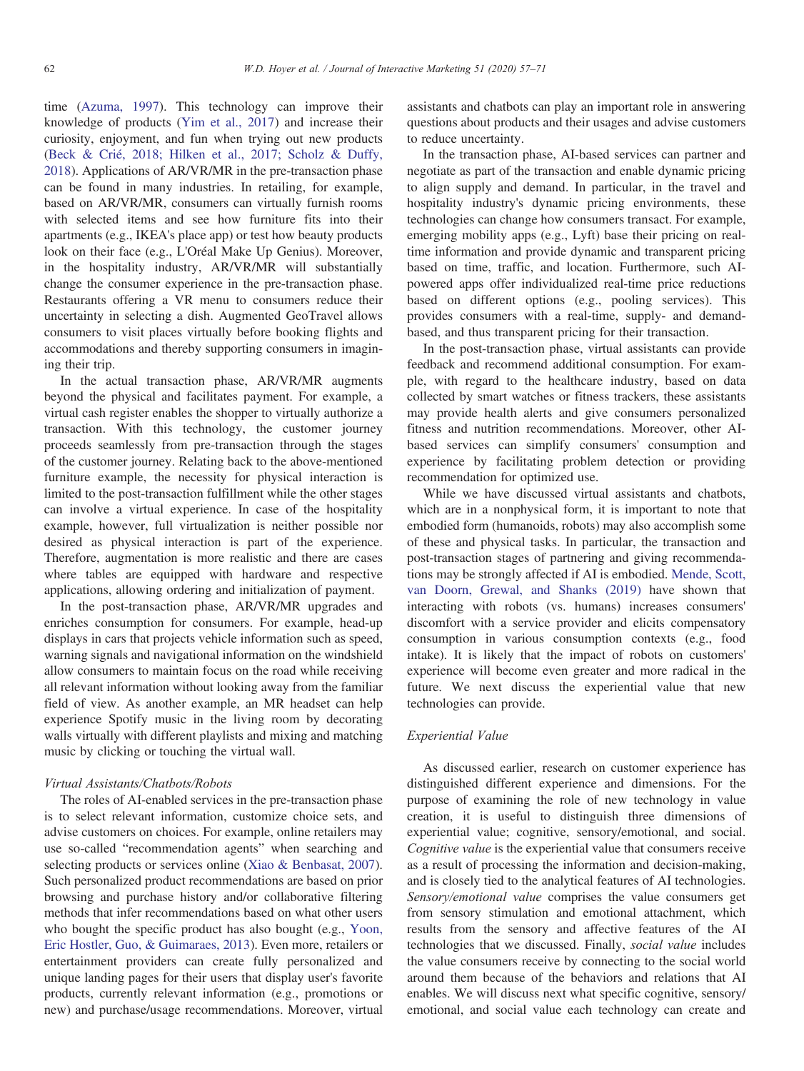time (Azuma, 1997). This technology can improve their knowledge of products (Yim et al., 2017) and increase their curiosity, enjoyment, and fun when trying out new products (Beck & Crié, 2018; Hilken et al., 2017; Scholz & Duffy, 2018). Applications of AR/VR/MR in the pre-transaction phase can be found in many industries. In retailing, for example, based on AR/VR/MR, consumers can virtually furnish rooms with selected items and see how furniture fits into their apartments (e.g., IKEA's place app) or test how beauty products look on their face (e.g., L'Oréal Make Up Genius). Moreover, in the hospitality industry, AR/VR/MR will substantially change the consumer experience in the pre-transaction phase. Restaurants offering a VR menu to consumers reduce their uncertainty in selecting a dish. Augmented GeoTravel allows consumers to visit places virtually before booking flights and accommodations and thereby supporting consumers in imagining their trip.

In the actual transaction phase, AR/VR/MR augments beyond the physical and facilitates payment. For example, a virtual cash register enables the shopper to virtually authorize a transaction. With this technology, the customer journey proceeds seamlessly from pre-transaction through the stages of the customer journey. Relating back to the above-mentioned furniture example, the necessity for physical interaction is limited to the post-transaction fulfillment while the other stages can involve a virtual experience. In case of the hospitality example, however, full virtualization is neither possible nor desired as physical interaction is part of the experience. Therefore, augmentation is more realistic and there are cases where tables are equipped with hardware and respective applications, allowing ordering and initialization of payment.

In the post-transaction phase, AR/VR/MR upgrades and enriches consumption for consumers. For example, head-up displays in cars that projects vehicle information such as speed, warning signals and navigational information on the windshield allow consumers to maintain focus on the road while receiving all relevant information without looking away from the familiar field of view. As another example, an MR headset can help experience Spotify music in the living room by decorating walls virtually with different playlists and mixing and matching music by clicking or touching the virtual wall.

### *Virtual Assistants/Chatbots/Robots*

The roles of AI-enabled services in the pre-transaction phase is to select relevant information, customize choice sets, and advise customers on choices. For example, online retailers may use so-called "recommendation agents" when searching and selecting products or services online (Xiao & Benbasat, 2007). Such personalized product recommendations are based on prior browsing and purchase history and/or collaborative filtering methods that infer recommendations based on what other users who bought the specific product has also bought (e.g., Yoon, Eric Hostler, Guo, & Guimaraes, 2013). Even more, retailers or entertainment providers can create fully personalized and unique landing pages for their users that display user's favorite products, currently relevant information (e.g., promotions or new) and purchase/usage recommendations. Moreover, virtual assistants and chatbots can play an important role in answering questions about products and their usages and advise customers to reduce uncertainty.

In the transaction phase, AI-based services can partner and negotiate as part of the transaction and enable dynamic pricing to align supply and demand. In particular, in the travel and hospitality industry's dynamic pricing environments, these technologies can change how consumers transact. For example, emerging mobility apps (e.g., Lyft) base their pricing on real-time information and provide dynamic and transparent pricing based on time, traffic, and location. Furthermore, such AI-powered apps offer individualized real-time price reductions based on different options (e.g., pooling services). This provides consumers with a real-time, supply- and demand-based, and thus transparent pricing for their transaction.

In the post-transaction phase, virtual assistants can provide feedback and recommend additional consumption. For example, with regard to the healthcare industry, based on data collected by smart watches or fitness trackers, these assistants may provide health alerts and give consumers personalized fitness and nutrition recommendations. Moreover, other AI-based services can simplify consumers' consumption and experience by facilitating problem detection or providing recommendation for optimized use.

While we have discussed virtual assistants and chatbots, which are in a nonphysical form, it is important to note that embodied form (humanoids, robots) may also accomplish some of these and physical tasks. In particular, the transaction and post-transaction stages of partnering and giving recommendations may be strongly affected if AI is embodied. Mende, Scott, van Doorn, Grewal, and Shanks (2019) have shown that interacting with robots (vs. humans) increases consumers' discomfort with a service provider and elicits compensatory consumption in various consumption contexts (e.g., food intake). It is likely that the impact of robots on customers' experience will become even greater and more radical in the future. We next discuss the experiential value that new technologies can provide.

## *Experiential Value*

As discussed earlier, research on customer experience has distinguished different experience and dimensions. For the purpose of examining the role of new technology in value creation, it is useful to distinguish three dimensions of experiential value; cognitive, sensory/emotional, and social. *Cognitive value* is the experiential value that consumers receive as a result of processing the information and decision-making, and is closely tied to the analytical features of AI technologies. *Sensory/emotional value* comprises the value consumers get from sensory stimulation and emotional attachment, which results from the sensory and affective features of the AI technologies that we discussed. Finally, *social value* includes the value consumers receive by connecting to the social world around them because of the behaviors and relations that AI enables. We will discuss next what specific cognitive, sensory/emotional, and social value each technology can create and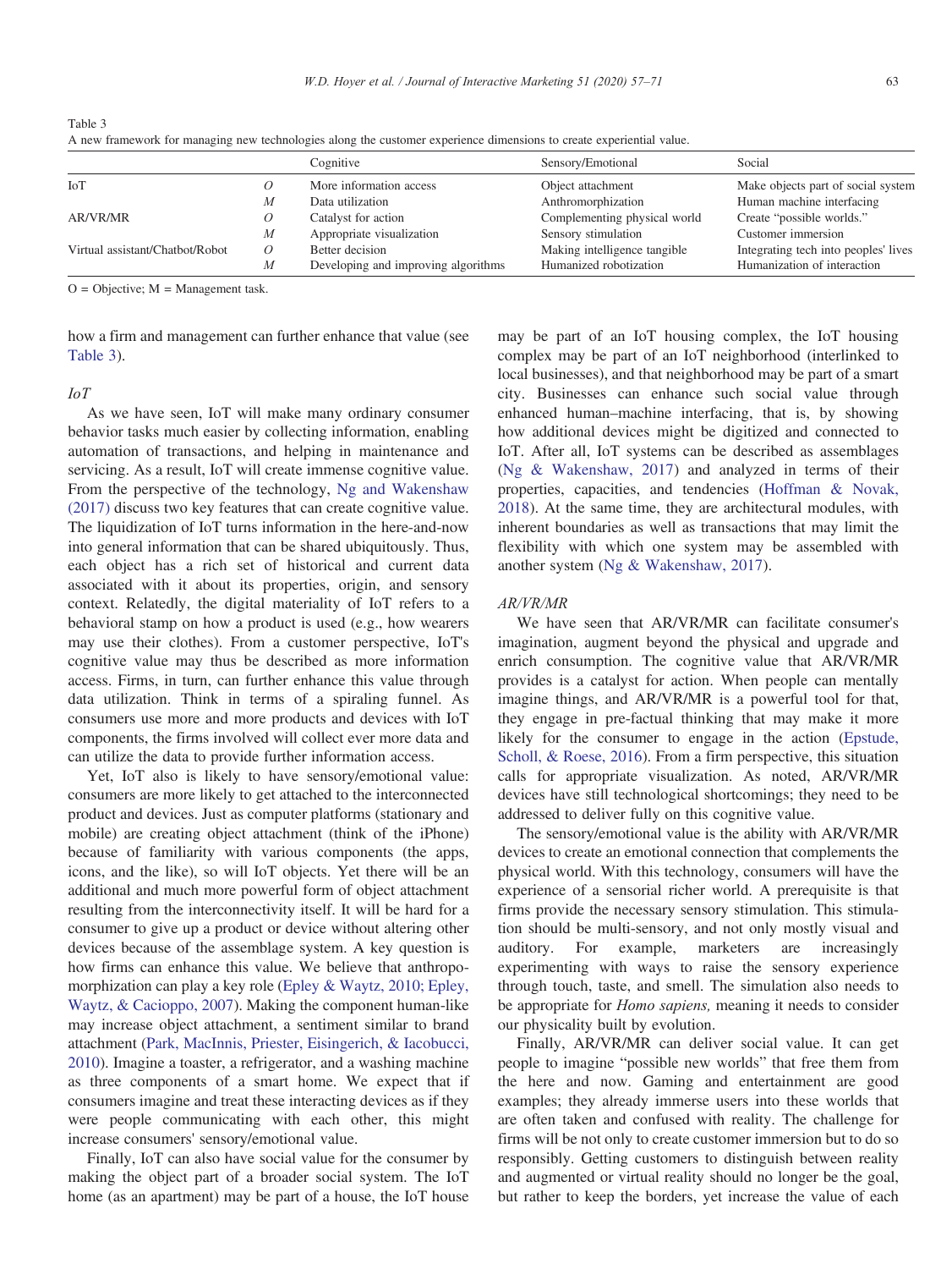Table 3
A new framework for managing new technologies along the customer experience dimensions to create experiential value.

| | | Cognitive | Sensory/Emotional | Social |
|---|---|---|---|---|
| IoT | *O* | More information access | Object attachment | Make objects part of social system |
| | *M* | Data utilization | Anthromorphization | Human machine interfacing |
| AR/VR/MR | *O* | Catalyst for action | Complementing physical world | Create "possible worlds." |
| | *M* | Appropriate visualization | Sensory stimulation | Customer immersion |
| Virtual assistant/Chatbot/Robot | *O* | Better decision | Making intelligence tangible | Integrating tech into peoples' lives |
| | *M* | Developing and improving algorithms | Humanized robotization | Humanization of interaction |

O = Objective; M = Management task.

how a firm and management can further enhance that value (see Table 3).

*IoT*

As we have seen, IoT will make many ordinary consumer behavior tasks much easier by collecting information, enabling automation of transactions, and helping in maintenance and servicing. As a result, IoT will create immense cognitive value. From the perspective of the technology, Ng and Wakenshaw (2017) discuss two key features that can create cognitive value. The liquidization of IoT turns information in the here-and-now into general information that can be shared ubiquitously. Thus, each object has a rich set of historical and current data associated with it about its properties, origin, and sensory context. Relatedly, the digital materiality of IoT refers to a behavioral stamp on how a product is used (e.g., how wearers may use their clothes). From a customer perspective, IoT's cognitive value may thus be described as more information access. Firms, in turn, can further enhance this value through data utilization. Think in terms of a spiraling funnel. As consumers use more and more products and devices with IoT components, the firms involved will collect ever more data and can utilize the data to provide further information access.

Yet, IoT also is likely to have sensory/emotional value: consumers are more likely to get attached to the interconnected product and devices. Just as computer platforms (stationary and mobile) are creating object attachment (think of the iPhone) because of familiarity with various components (the apps, icons, and the like), so will IoT objects. Yet there will be an additional and much more powerful form of object attachment resulting from the interconnectivity itself. It will be hard for a consumer to give up a product or device without altering other devices because of the assemblage system. A key question is how firms can enhance this value. We believe that anthropomorphization can play a key role (Epley & Waytz, 2010; Epley, Waytz, & Cacioppo, 2007). Making the component human-like may increase object attachment, a sentiment similar to brand attachment (Park, MacInnis, Priester, Eisingerich, & Iacobucci, 2010). Imagine a toaster, a refrigerator, and a washing machine as three components of a smart home. We expect that if consumers imagine and treat these interacting devices as if they were people communicating with each other, this might increase consumers' sensory/emotional value.

Finally, IoT can also have social value for the consumer by making the object part of a broader social system. The IoT home (as an apartment) may be part of a house, the IoT house may be part of an IoT housing complex, the IoT housing complex may be part of an IoT neighborhood (interlinked to local businesses), and that neighborhood may be part of a smart city. Businesses can enhance such social value through enhanced human–machine interfacing, that is, by showing how additional devices might be digitized and connected to IoT. After all, IoT systems can be described as assemblages (Ng & Wakenshaw, 2017) and analyzed in terms of their properties, capacities, and tendencies (Hoffman & Novak, 2018). At the same time, they are architectural modules, with inherent boundaries as well as transactions that may limit the flexibility with which one system may be assembled with another system (Ng & Wakenshaw, 2017).

*AR/VR/MR*

We have seen that AR/VR/MR can facilitate consumer's imagination, augment beyond the physical and upgrade and enrich consumption. The cognitive value that AR/VR/MR provides is a catalyst for action. When people can mentally imagine things, and AR/VR/MR is a powerful tool for that, they engage in pre-factual thinking that may make it more likely for the consumer to engage in the action (Epstude, Scholl, & Roese, 2016). From a firm perspective, this situation calls for appropriate visualization. As noted, AR/VR/MR devices have still technological shortcomings; they need to be addressed to deliver fully on this cognitive value.

The sensory/emotional value is the ability with AR/VR/MR devices to create an emotional connection that complements the physical world. With this technology, consumers will have the experience of a sensorial richer world. A prerequisite is that firms provide the necessary sensory stimulation. This stimulation should be multi-sensory, and not only mostly visual and auditory. For example, marketers are increasingly experimenting with ways to raise the sensory experience through touch, taste, and smell. The simulation also needs to be appropriate for *Homo sapiens,* meaning it needs to consider our physicality built by evolution.

Finally, AR/VR/MR can deliver social value. It can get people to imagine "possible new worlds" that free them from the here and now. Gaming and entertainment are good examples; they already immerse users into these worlds that are often taken and confused with reality. The challenge for firms will be not only to create customer immersion but to do so responsibly. Getting customers to distinguish between reality and augmented or virtual reality should no longer be the goal, but rather to keep the borders, yet increase the value of each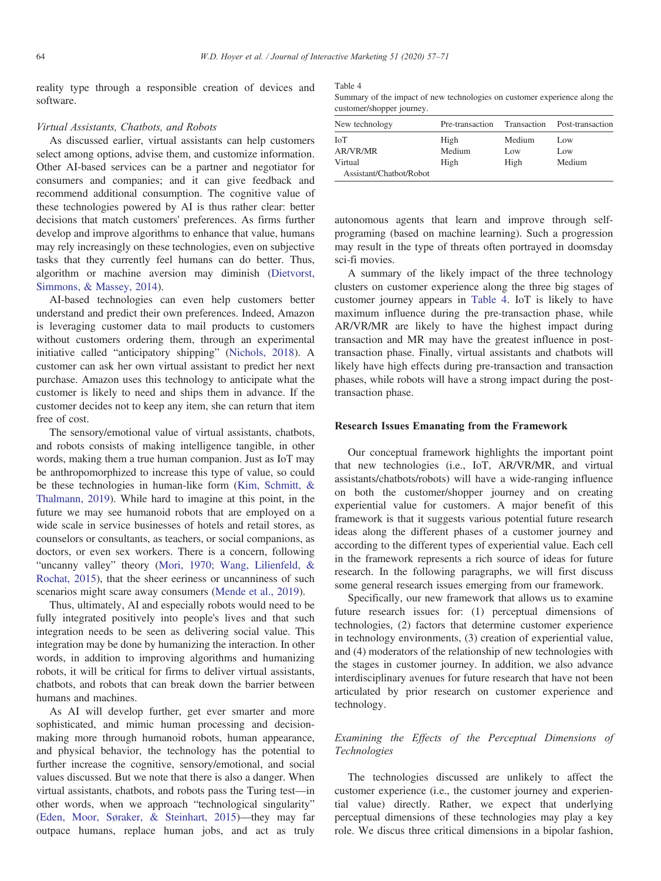reality type through a responsible creation of devices and software.

*Virtual Assistants, Chatbots, and Robots*

As discussed earlier, virtual assistants can help customers select among options, advise them, and customize information. Other AI-based services can be a partner and negotiator for consumers and companies; and it can give feedback and recommend additional consumption. The cognitive value of these technologies powered by AI is thus rather clear: better decisions that match customers' preferences. As firms further develop and improve algorithms to enhance that value, humans may rely increasingly on these technologies, even on subjective tasks that they currently feel humans can do better. Thus, algorithm or machine aversion may diminish (Dietvorst, Simmons, & Massey, 2014).

AI-based technologies can even help customers better understand and predict their own preferences. Indeed, Amazon is leveraging customer data to mail products to customers without customers ordering them, through an experimental initiative called "anticipatory shipping" (Nichols, 2018). A customer can ask her own virtual assistant to predict her next purchase. Amazon uses this technology to anticipate what the customer is likely to need and ships them in advance. If the customer decides not to keep any item, she can return that item free of cost.

The sensory/emotional value of virtual assistants, chatbots, and robots consists of making intelligence tangible, in other words, making them a true human companion. Just as IoT may be anthropomorphized to increase this type of value, so could be these technologies in human-like form (Kim, Schmitt, & Thalmann, 2019). While hard to imagine at this point, in the future we may see humanoid robots that are employed on a wide scale in service businesses of hotels and retail stores, as counselors or consultants, as teachers, or social companions, as doctors, or even sex workers. There is a concern, following "uncanny valley" theory (Mori, 1970; Wang, Lilienfeld, & Rochat, 2015), that the sheer eeriness or uncanniness of such scenarios might scare away consumers (Mende et al., 2019).

Thus, ultimately, AI and especially robots would need to be fully integrated positively into people's lives and that such integration needs to be seen as delivering social value. This integration may be done by humanizing the interaction. In other words, in addition to improving algorithms and humanizing robots, it will be critical for firms to deliver virtual assistants, chatbots, and robots that can break down the barrier between humans and machines.

As AI will develop further, get ever smarter and more sophisticated, and mimic human processing and decision-making more through humanoid robots, human appearance, and physical behavior, the technology has the potential to further increase the cognitive, sensory/emotional, and social values discussed. But we note that there is also a danger. When virtual assistants, chatbots, and robots pass the Turing test—in other words, when we approach "technological singularity" (Eden, Moor, Søraker, & Steinhart, 2015)—they may far outpace humans, replace human jobs, and act as truly autonomous agents that learn and improve through self-programing (based on machine learning). Such a progression may result in the type of threats often portrayed in doomsday sci-fi movies.

Table 4
Summary of the impact of new technologies on customer experience along the customer/shopper journey.

| New technology | Pre-transaction | Transaction | Post-transaction |
|---|---|---|---|
| IoT | High | Medium | Low |
| AR/VR/MR | Medium | Low | Low |
| Virtual Assistant/Chatbot/Robot | High | High | Medium |

A summary of the likely impact of the three technology clusters on customer experience along the three big stages of customer journey appears in Table 4. IoT is likely to have maximum influence during the pre-transaction phase, while AR/VR/MR are likely to have the highest impact during transaction and MR may have the greatest influence in post-transaction phase. Finally, virtual assistants and chatbots will likely have high effects during pre-transaction and transaction phases, while robots will have a strong impact during the post-transaction phase.

## Research Issues Emanating from the Framework

Our conceptual framework highlights the important point that new technologies (i.e., IoT, AR/VR/MR, and virtual assistants/chatbots/robots) will have a wide-ranging influence on both the customer/shopper journey and on creating experiential value for customers. A major benefit of this framework is that it suggests various potential future research ideas along the different phases of a customer journey and according to the different types of experiential value. Each cell in the framework represents a rich source of ideas for future research. In the following paragraphs, we will first discuss some general research issues emerging from our framework.

Specifically, our new framework that allows us to examine future research issues for: (1) perceptual dimensions of technologies, (2) factors that determine customer experience in technology environments, (3) creation of experiential value, and (4) moderators of the relationship of new technologies with the stages in customer journey. In addition, we also advance interdisciplinary avenues for future research that have not been articulated by prior research on customer experience and technology.

### *Examining the Effects of the Perceptual Dimensions of Technologies*

The technologies discussed are unlikely to affect the customer experience (i.e., the customer journey and experiential value) directly. Rather, we expect that underlying perceptual dimensions of these technologies may play a key role. We discus three critical dimensions in a bipolar fashion,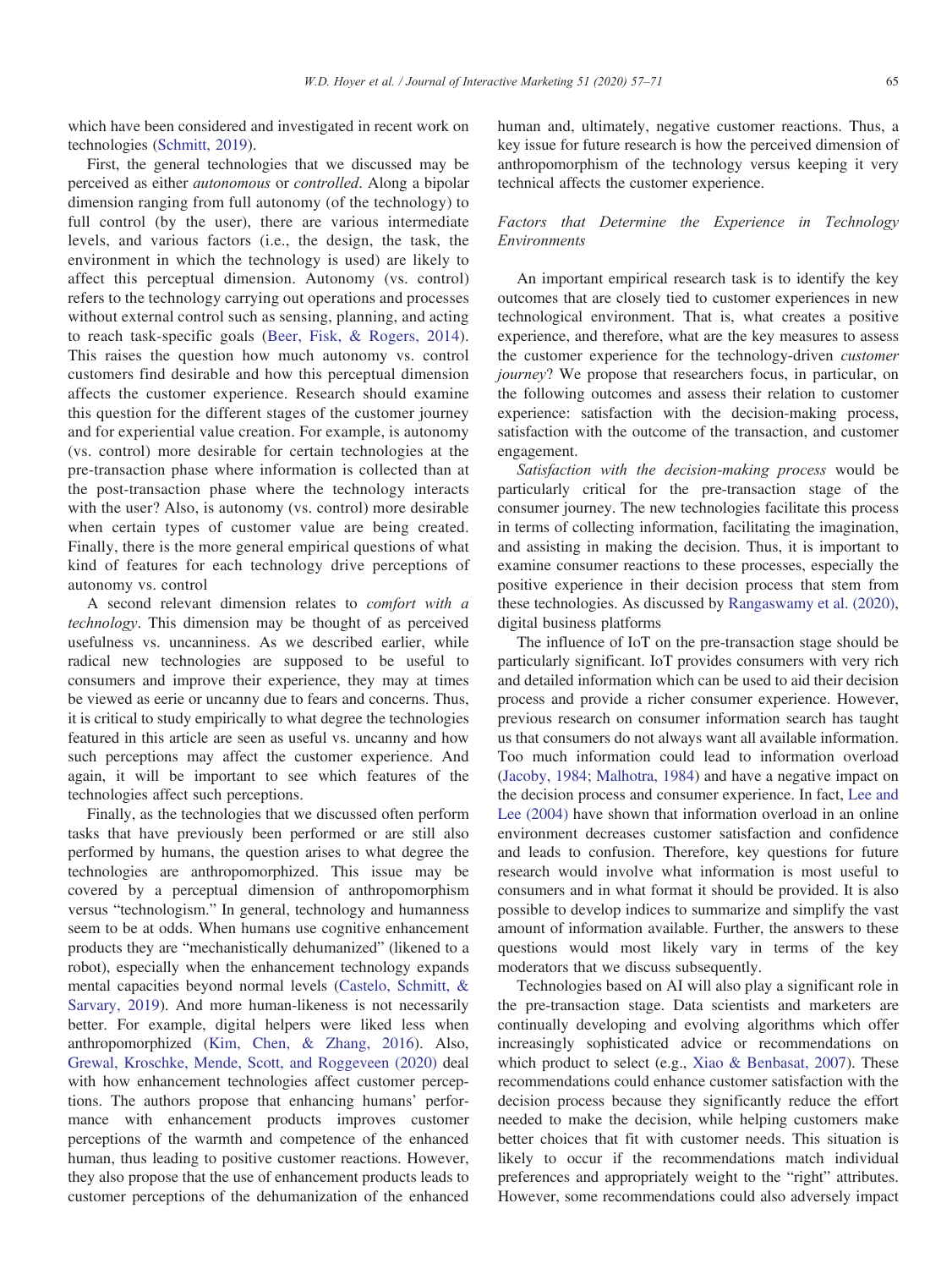which have been considered and investigated in recent work on technologies (Schmitt, 2019).

First, the general technologies that we discussed may be perceived as either *autonomous* or *controlled*. Along a bipolar dimension ranging from full autonomy (of the technology) to full control (by the user), there are various intermediate levels, and various factors (i.e., the design, the task, the environment in which the technology is used) are likely to affect this perceptual dimension. Autonomy (vs. control) refers to the technology carrying out operations and processes without external control such as sensing, planning, and acting to reach task-specific goals (Beer, Fisk, & Rogers, 2014). This raises the question how much autonomy vs. control customers find desirable and how this perceptual dimension affects the customer experience. Research should examine this question for the different stages of the customer journey and for experiential value creation. For example, is autonomy (vs. control) more desirable for certain technologies at the pre-transaction phase where information is collected than at the post-transaction phase where the technology interacts with the user? Also, is autonomy (vs. control) more desirable when certain types of customer value are being created. Finally, there is the more general empirical questions of what kind of features for each technology drive perceptions of autonomy vs. control

A second relevant dimension relates to *comfort with a technology*. This dimension may be thought of as perceived usefulness vs. uncanniness. As we described earlier, while radical new technologies are supposed to be useful to consumers and improve their experience, they may at times be viewed as eerie or uncanny due to fears and concerns. Thus, it is critical to study empirically to what degree the technologies featured in this article are seen as useful vs. uncanny and how such perceptions may affect the customer experience. And again, it will be important to see which features of the technologies affect such perceptions.

Finally, as the technologies that we discussed often perform tasks that have previously been performed or are still also performed by humans, the question arises to what degree the technologies are anthropomorphized. This issue may be covered by a perceptual dimension of anthropomorphism versus "technologism." In general, technology and humanness seem to be at odds. When humans use cognitive enhancement products they are "mechanistically dehumanized" (likened to a robot), especially when the enhancement technology expands mental capacities beyond normal levels (Castelo, Schmitt, & Sarvary, 2019). And more human-likeness is not necessarily better. For example, digital helpers were liked less when anthropomorphized (Kim, Chen, & Zhang, 2016). Also, Grewal, Kroschke, Mende, Scott, and Roggeveen (2020) deal with how enhancement technologies affect customer perceptions. The authors propose that enhancing humans' performance with enhancement products improves customer perceptions of the warmth and competence of the enhanced human, thus leading to positive customer reactions. However, they also propose that the use of enhancement products leads to customer perceptions of the dehumanization of the enhanced human and, ultimately, negative customer reactions. Thus, a key issue for future research is how the perceived dimension of anthropomorphism of the technology versus keeping it very technical affects the customer experience.

### *Factors that Determine the Experience in Technology Environments*

An important empirical research task is to identify the key outcomes that are closely tied to customer experiences in new technological environment. That is, what creates a positive experience, and therefore, what are the key measures to assess the customer experience for the technology-driven *customer journey*? We propose that researchers focus, in particular, on the following outcomes and assess their relation to customer experience: satisfaction with the decision-making process, satisfaction with the outcome of the transaction, and customer engagement.

*Satisfaction with the decision-making process* would be particularly critical for the pre-transaction stage of the consumer journey. The new technologies facilitate this process in terms of collecting information, facilitating the imagination, and assisting in making the decision. Thus, it is important to examine consumer reactions to these processes, especially the positive experience in their decision process that stem from these technologies. As discussed by Rangaswamy et al. (2020), digital business platforms

The influence of IoT on the pre-transaction stage should be particularly significant. IoT provides consumers with very rich and detailed information which can be used to aid their decision process and provide a richer consumer experience. However, previous research on consumer information search has taught us that consumers do not always want all available information. Too much information could lead to information overload (Jacoby, 1984; Malhotra, 1984) and have a negative impact on the decision process and consumer experience. In fact, Lee and Lee (2004) have shown that information overload in an online environment decreases customer satisfaction and confidence and leads to confusion. Therefore, key questions for future research would involve what information is most useful to consumers and in what format it should be provided. It is also possible to develop indices to summarize and simplify the vast amount of information available. Further, the answers to these questions would most likely vary in terms of the key moderators that we discuss subsequently.

Technologies based on AI will also play a significant role in the pre-transaction stage. Data scientists and marketers are continually developing and evolving algorithms which offer increasingly sophisticated advice or recommendations on which product to select (e.g., Xiao & Benbasat, 2007). These recommendations could enhance customer satisfaction with the decision process because they significantly reduce the effort needed to make the decision, while helping customers make better choices that fit with customer needs. This situation is likely to occur if the recommendations match individual preferences and appropriately weight to the "right" attributes. However, some recommendations could also adversely impact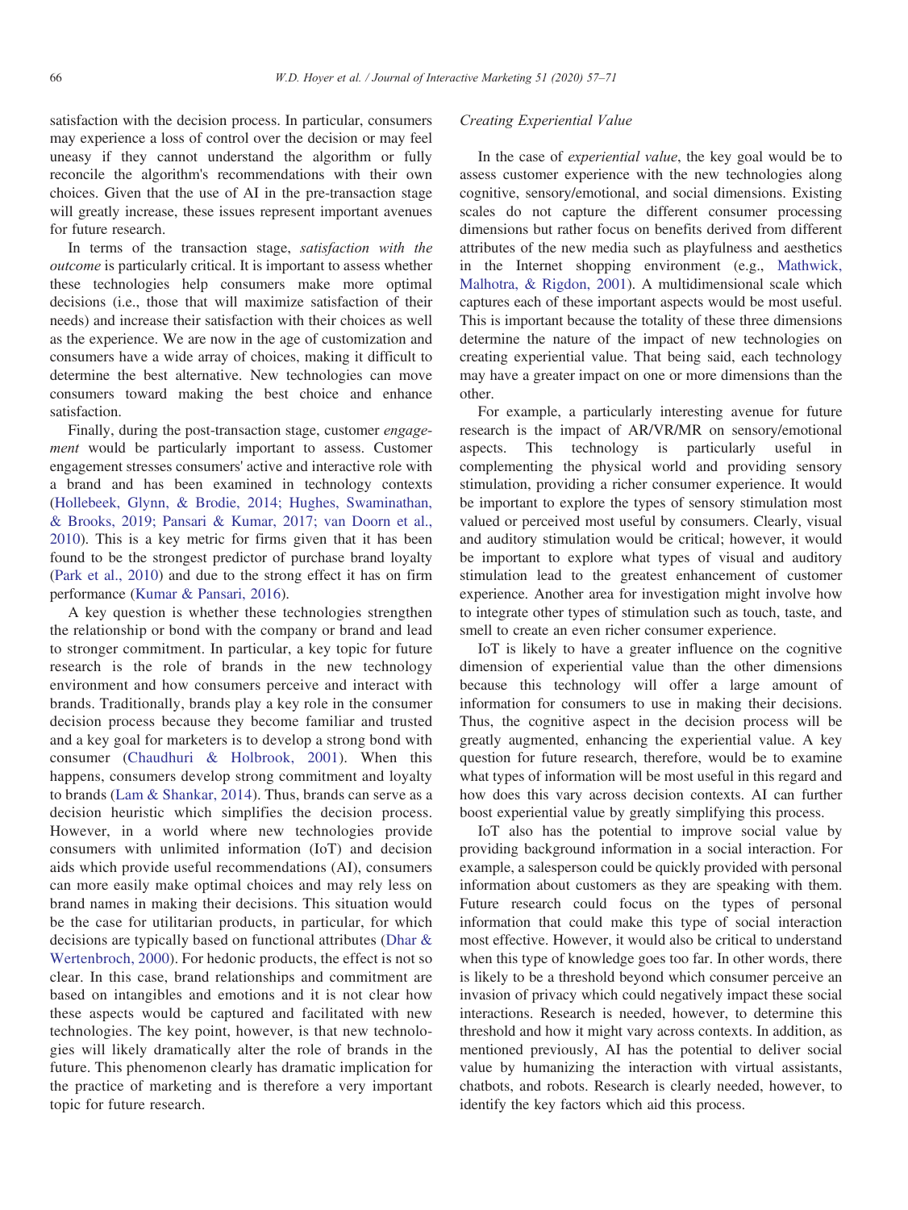satisfaction with the decision process. In particular, consumers may experience a loss of control over the decision or may feel uneasy if they cannot understand the algorithm or fully reconcile the algorithm's recommendations with their own choices. Given that the use of AI in the pre-transaction stage will greatly increase, these issues represent important avenues for future research.

In terms of the transaction stage, *satisfaction with the outcome* is particularly critical. It is important to assess whether these technologies help consumers make more optimal decisions (i.e., those that will maximize satisfaction of their needs) and increase their satisfaction with their choices as well as the experience. We are now in the age of customization and consumers have a wide array of choices, making it difficult to determine the best alternative. New technologies can move consumers toward making the best choice and enhance satisfaction.

Finally, during the post-transaction stage, customer *engagement* would be particularly important to assess. Customer engagement stresses consumers' active and interactive role with a brand and has been examined in technology contexts (Hollebeek, Glynn, & Brodie, 2014; Hughes, Swaminathan, & Brooks, 2019; Pansari & Kumar, 2017; van Doorn et al., 2010). This is a key metric for firms given that it has been found to be the strongest predictor of purchase brand loyalty (Park et al., 2010) and due to the strong effect it has on firm performance (Kumar & Pansari, 2016).

A key question is whether these technologies strengthen the relationship or bond with the company or brand and lead to stronger commitment. In particular, a key topic for future research is the role of brands in the new technology environment and how consumers perceive and interact with brands. Traditionally, brands play a key role in the consumer decision process because they become familiar and trusted and a key goal for marketers is to develop a strong bond with consumer (Chaudhuri & Holbrook, 2001). When this happens, consumers develop strong commitment and loyalty to brands (Lam & Shankar, 2014). Thus, brands can serve as a decision heuristic which simplifies the decision process. However, in a world where new technologies provide consumers with unlimited information (IoT) and decision aids which provide useful recommendations (AI), consumers can more easily make optimal choices and may rely less on brand names in making their decisions. This situation would be the case for utilitarian products, in particular, for which decisions are typically based on functional attributes (Dhar & Wertenbroch, 2000). For hedonic products, the effect is not so clear. In this case, brand relationships and commitment are based on intangibles and emotions and it is not clear how these aspects would be captured and facilitated with new technologies. The key point, however, is that new technologies will likely dramatically alter the role of brands in the future. This phenomenon clearly has dramatic implication for the practice of marketing and is therefore a very important topic for future research.

### Creating Experiential Value

In the case of *experiential value*, the key goal would be to assess customer experience with the new technologies along cognitive, sensory/emotional, and social dimensions. Existing scales do not capture the different consumer processing dimensions but rather focus on benefits derived from different attributes of the new media such as playfulness and aesthetics in the Internet shopping environment (e.g., Mathwick, Malhotra, & Rigdon, 2001). A multidimensional scale which captures each of these important aspects would be most useful. This is important because the totality of these three dimensions determine the nature of the impact of new technologies on creating experiential value. That being said, each technology may have a greater impact on one or more dimensions than the other.

For example, a particularly interesting avenue for future research is the impact of AR/VR/MR on sensory/emotional aspects. This technology is particularly useful in complementing the physical world and providing sensory stimulation, providing a richer consumer experience. It would be important to explore the types of sensory stimulation most valued or perceived most useful by consumers. Clearly, visual and auditory stimulation would be critical; however, it would be important to explore what types of visual and auditory stimulation lead to the greatest enhancement of customer experience. Another area for investigation might involve how to integrate other types of stimulation such as touch, taste, and smell to create an even richer consumer experience.

IoT is likely to have a greater influence on the cognitive dimension of experiential value than the other dimensions because this technology will offer a large amount of information for consumers to use in making their decisions. Thus, the cognitive aspect in the decision process will be greatly augmented, enhancing the experiential value. A key question for future research, therefore, would be to examine what types of information will be most useful in this regard and how does this vary across decision contexts. AI can further boost experiential value by greatly simplifying this process.

IoT also has the potential to improve social value by providing background information in a social interaction. For example, a salesperson could be quickly provided with personal information about customers as they are speaking with them. Future research could focus on the types of personal information that could make this type of social interaction most effective. However, it would also be critical to understand when this type of knowledge goes too far. In other words, there is likely to be a threshold beyond which consumer perceive an invasion of privacy which could negatively impact these social interactions. Research is needed, however, to determine this threshold and how it might vary across contexts. In addition, as mentioned previously, AI has the potential to deliver social value by humanizing the interaction with virtual assistants, chatbots, and robots. Research is clearly needed, however, to identify the key factors which aid this process.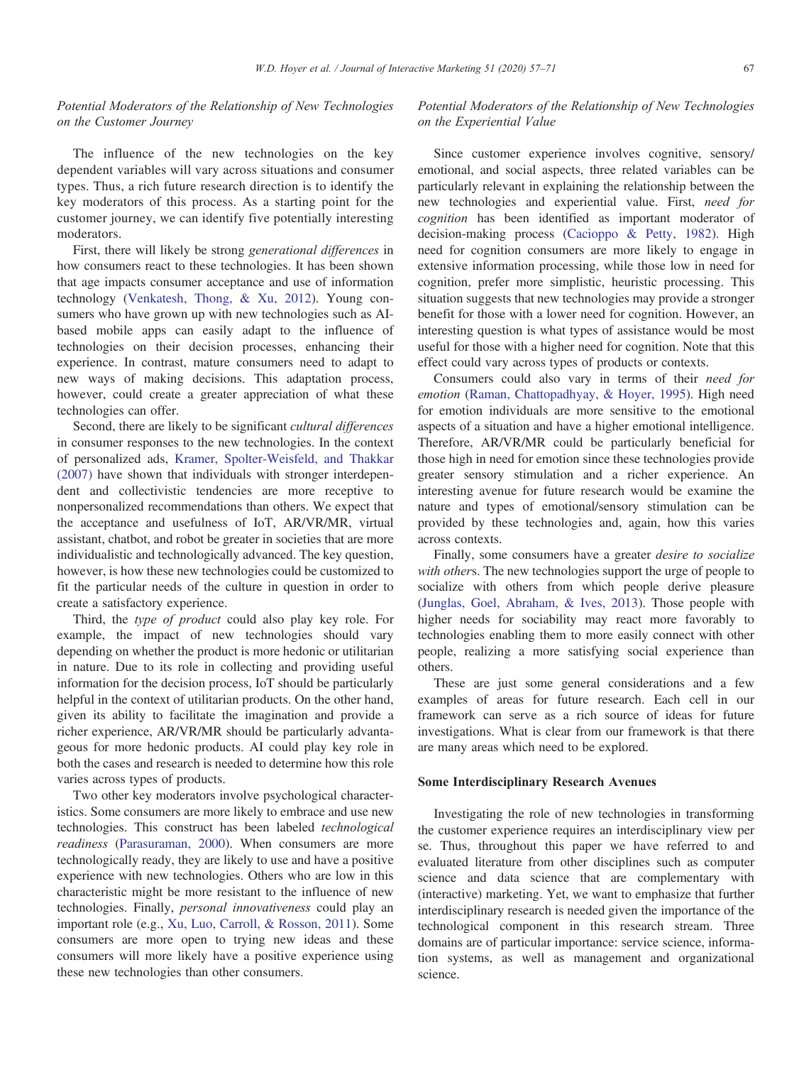*Potential Moderators of the Relationship of New Technologies on the Customer Journey*

The influence of the new technologies on the key dependent variables will vary across situations and consumer types. Thus, a rich future research direction is to identify the key moderators of this process. As a starting point for the customer journey, we can identify five potentially interesting moderators.

First, there will likely be strong *generational differences* in how consumers react to these technologies. It has been shown that age impacts consumer acceptance and use of information technology (Venkatesh, Thong, & Xu, 2012). Young consumers who have grown up with new technologies such as AI-based mobile apps can easily adapt to the influence of technologies on their decision processes, enhancing their experience. In contrast, mature consumers need to adapt to new ways of making decisions. This adaptation process, however, could create a greater appreciation of what these technologies can offer.

Second, there are likely to be significant *cultural differences* in consumer responses to the new technologies. In the context of personalized ads, Kramer, Spolter-Weisfeld, and Thakkar (2007) have shown that individuals with stronger interdependent and collectivistic tendencies are more receptive to nonpersonalized recommendations than others. We expect that the acceptance and usefulness of IoT, AR/VR/MR, virtual assistant, chatbot, and robot be greater in societies that are more individualistic and technologically advanced. The key question, however, is how these new technologies could be customized to fit the particular needs of the culture in question in order to create a satisfactory experience.

Third, the *type of product* could also play key role. For example, the impact of new technologies should vary depending on whether the product is more hedonic or utilitarian in nature. Due to its role in collecting and providing useful information for the decision process, IoT should be particularly helpful in the context of utilitarian products. On the other hand, given its ability to facilitate the imagination and provide a richer experience, AR/VR/MR should be particularly advantageous for more hedonic products. AI could play key role in both the cases and research is needed to determine how this role varies across types of products.

Two other key moderators involve psychological characteristics. Some consumers are more likely to embrace and use new technologies. This construct has been labeled *technological readiness* (Parasuraman, 2000). When consumers are more technologically ready, they are likely to use and have a positive experience with new technologies. Others who are low in this characteristic might be more resistant to the influence of new technologies. Finally, *personal innovativeness* could play an important role (e.g., Xu, Luo, Carroll, & Rosson, 2011). Some consumers are more open to trying new ideas and these consumers will more likely have a positive experience using these new technologies than other consumers.

*Potential Moderators of the Relationship of New Technologies on the Experiential Value*

Since customer experience involves cognitive, sensory/emotional, and social aspects, three related variables can be particularly relevant in explaining the relationship between the new technologies and experiential value. First, *need for cognition* has been identified as important moderator of decision-making process (Cacioppo & Petty, 1982). High need for cognition consumers are more likely to engage in extensive information processing, while those low in need for cognition, prefer more simplistic, heuristic processing. This situation suggests that new technologies may provide a stronger benefit for those with a lower need for cognition. However, an interesting question is what types of assistance would be most useful for those with a higher need for cognition. Note that this effect could vary across types of products or contexts.

Consumers could also vary in terms of their *need for emotion* (Raman, Chattopadhyay, & Hoyer, 1995). High need for emotion individuals are more sensitive to the emotional aspects of a situation and have a higher emotional intelligence. Therefore, AR/VR/MR could be particularly beneficial for those high in need for emotion since these technologies provide greater sensory stimulation and a richer experience. An interesting avenue for future research would be examine the nature and types of emotional/sensory stimulation can be provided by these technologies and, again, how this varies across contexts.

Finally, some consumers have a greater *desire to socialize with other*s. The new technologies support the urge of people to socialize with others from which people derive pleasure (Junglas, Goel, Abraham, & Ives, 2013). Those people with higher needs for sociability may react more favorably to technologies enabling them to more easily connect with other people, realizing a more satisfying social experience than others.

These are just some general considerations and a few examples of areas for future research. Each cell in our framework can serve as a rich source of ideas for future investigations. What is clear from our framework is that there are many areas which need to be explored.

## Some Interdisciplinary Research Avenues

Investigating the role of new technologies in transforming the customer experience requires an interdisciplinary view per se. Thus, throughout this paper we have referred to and evaluated literature from other disciplines such as computer science and data science that are complementary with (interactive) marketing. Yet, we want to emphasize that further interdisciplinary research is needed given the importance of the technological component in this research stream. Three domains are of particular importance: service science, information systems, as well as management and organizational science.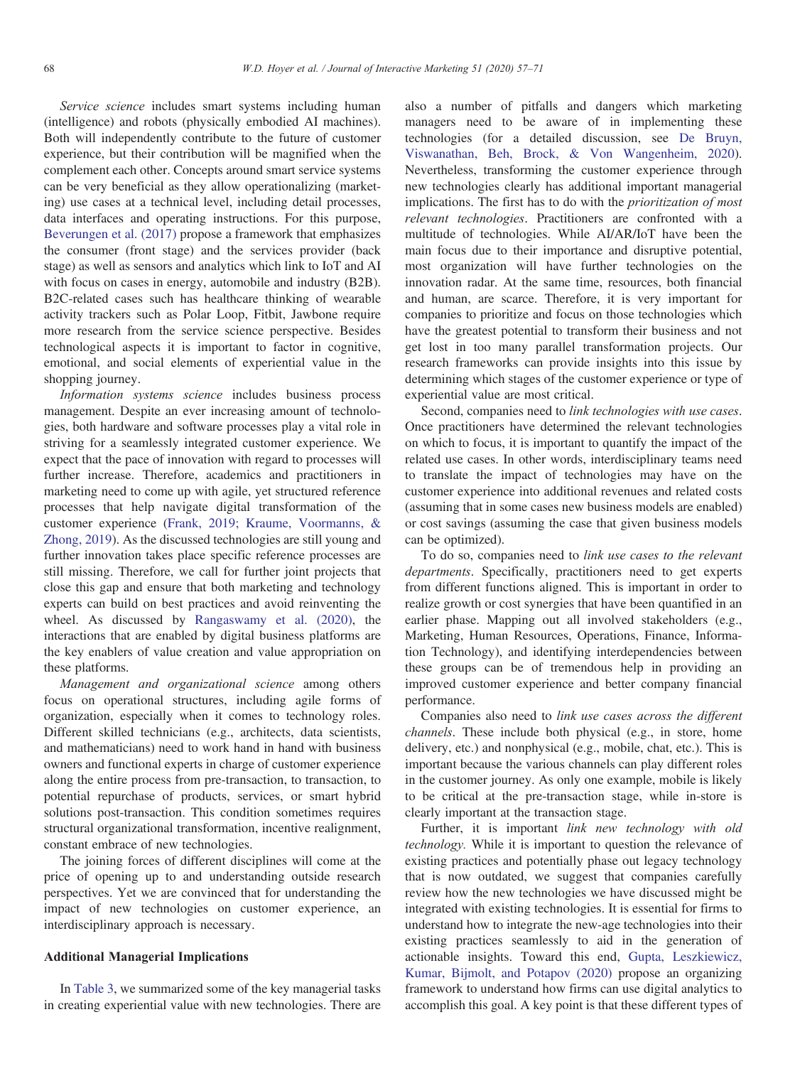*Service science* includes smart systems including human (intelligence) and robots (physically embodied AI machines). Both will independently contribute to the future of customer experience, but their contribution will be magnified when the complement each other. Concepts around smart service systems can be very beneficial as they allow operationalizing (marketing) use cases at a technical level, including detail processes, data interfaces and operating instructions. For this purpose, Beverungen et al. (2017) propose a framework that emphasizes the consumer (front stage) and the services provider (back stage) as well as sensors and analytics which link to IoT and AI with focus on cases in energy, automobile and industry (B2B). B2C-related cases such has healthcare thinking of wearable activity trackers such as Polar Loop, Fitbit, Jawbone require more research from the service science perspective. Besides technological aspects it is important to factor in cognitive, emotional, and social elements of experiential value in the shopping journey.

*Information systems science* includes business process management. Despite an ever increasing amount of technologies, both hardware and software processes play a vital role in striving for a seamlessly integrated customer experience. We expect that the pace of innovation with regard to processes will further increase. Therefore, academics and practitioners in marketing need to come up with agile, yet structured reference processes that help navigate digital transformation of the customer experience (Frank, 2019; Kraume, Voormanns, & Zhong, 2019). As the discussed technologies are still young and further innovation takes place specific reference processes are still missing. Therefore, we call for further joint projects that close this gap and ensure that both marketing and technology experts can build on best practices and avoid reinventing the wheel. As discussed by Rangaswamy et al. (2020), the interactions that are enabled by digital business platforms are the key enablers of value creation and value appropriation on these platforms.

*Management and organizational science* among others focus on operational structures, including agile forms of organization, especially when it comes to technology roles. Different skilled technicians (e.g., architects, data scientists, and mathematicians) need to work hand in hand with business owners and functional experts in charge of customer experience along the entire process from pre-transaction, to transaction, to potential repurchase of products, services, or smart hybrid solutions post-transaction. This condition sometimes requires structural organizational transformation, incentive realignment, constant embrace of new technologies.

The joining forces of different disciplines will come at the price of opening up to and understanding outside research perspectives. Yet we are convinced that for understanding the impact of new technologies on customer experience, an interdisciplinary approach is necessary.

## Additional Managerial Implications

In Table 3, we summarized some of the key managerial tasks in creating experiential value with new technologies. There are also a number of pitfalls and dangers which marketing managers need to be aware of in implementing these technologies (for a detailed discussion, see De Bruyn, Viswanathan, Beh, Brock, & Von Wangenheim, 2020). Nevertheless, transforming the customer experience through new technologies clearly has additional important managerial implications. The first has to do with the *prioritization of most relevant technologies*. Practitioners are confronted with a multitude of technologies. While AI/AR/IoT have been the main focus due to their importance and disruptive potential, most organization will have further technologies on the innovation radar. At the same time, resources, both financial and human, are scarce. Therefore, it is very important for companies to prioritize and focus on those technologies which have the greatest potential to transform their business and not get lost in too many parallel transformation projects. Our research frameworks can provide insights into this issue by determining which stages of the customer experience or type of experiential value are most critical.

Second, companies need to *link technologies with use cases*. Once practitioners have determined the relevant technologies on which to focus, it is important to quantify the impact of the related use cases. In other words, interdisciplinary teams need to translate the impact of technologies may have on the customer experience into additional revenues and related costs (assuming that in some cases new business models are enabled) or cost savings (assuming the case that given business models can be optimized).

To do so, companies need to *link use cases to the relevant departments*. Specifically, practitioners need to get experts from different functions aligned. This is important in order to realize growth or cost synergies that have been quantified in an earlier phase. Mapping out all involved stakeholders (e.g., Marketing, Human Resources, Operations, Finance, Information Technology), and identifying interdependencies between these groups can be of tremendous help in providing an improved customer experience and better company financial performance.

Companies also need to *link use cases across the different channels*. These include both physical (e.g., in store, home delivery, etc.) and nonphysical (e.g., mobile, chat, etc.). This is important because the various channels can play different roles in the customer journey. As only one example, mobile is likely to be critical at the pre-transaction stage, while in-store is clearly important at the transaction stage.

Further, it is important *link new technology with old technology.* While it is important to question the relevance of existing practices and potentially phase out legacy technology that is now outdated, we suggest that companies carefully review how the new technologies we have discussed might be integrated with existing technologies. It is essential for firms to understand how to integrate the new-age technologies into their existing practices seamlessly to aid in the generation of actionable insights. Toward this end, Gupta, Leszkiewicz, Kumar, Bijmolt, and Potapov (2020) propose an organizing framework to understand how firms can use digital analytics to accomplish this goal. A key point is that these different types of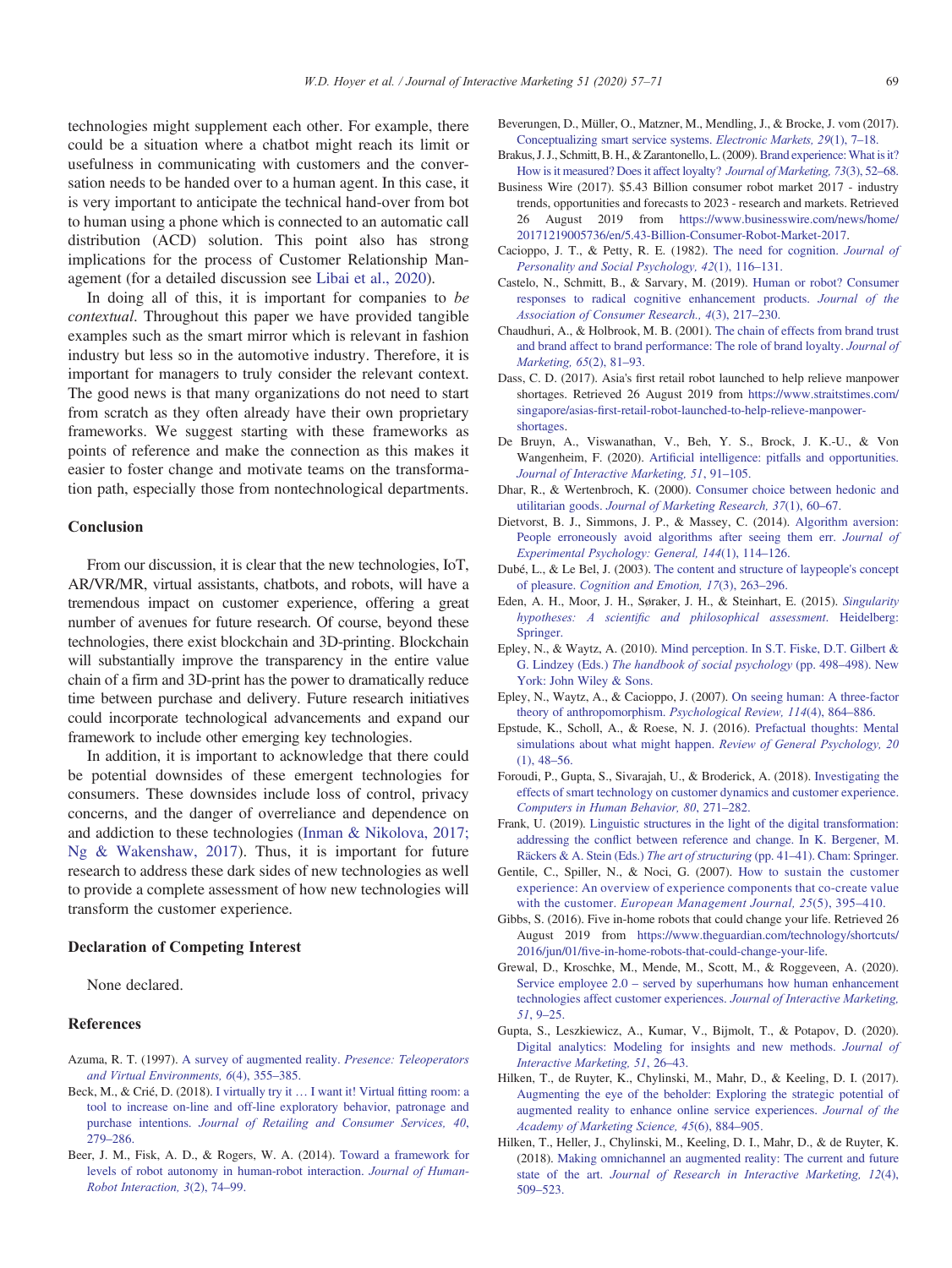technologies might supplement each other. For example, there could be a situation where a chatbot might reach its limit or usefulness in communicating with customers and the conversation needs to be handed over to a human agent. In this case, it is very important to anticipate the technical hand-over from bot to human using a phone which is connected to an automatic call distribution (ACD) solution. This point also has strong implications for the process of Customer Relationship Management (for a detailed discussion see Libai et al., 2020).

In doing all of this, it is important for companies to *be contextual*. Throughout this paper we have provided tangible examples such as the smart mirror which is relevant in fashion industry but less so in the automotive industry. Therefore, it is important for managers to truly consider the relevant context. The good news is that many organizations do not need to start from scratch as they often already have their own proprietary frameworks. We suggest starting with these frameworks as points of reference and make the connection as this makes it easier to foster change and motivate teams on the transformation path, especially those from nontechnological departments.

## Conclusion

From our discussion, it is clear that the new technologies, IoT, AR/VR/MR, virtual assistants, chatbots, and robots, will have a tremendous impact on customer experience, offering a great number of avenues for future research. Of course, beyond these technologies, there exist blockchain and 3D-printing. Blockchain will substantially improve the transparency in the entire value chain of a firm and 3D-print has the power to dramatically reduce time between purchase and delivery. Future research initiatives could incorporate technological advancements and expand our framework to include other emerging key technologies.

In addition, it is important to acknowledge that there could be potential downsides of these emergent technologies for consumers. These downsides include loss of control, privacy concerns, and the danger of overreliance and dependence on and addiction to these technologies (Inman & Nikolova, 2017; Ng & Wakenshaw, 2017). Thus, it is important for future research to address these dark sides of new technologies as well to provide a complete assessment of how new technologies will transform the customer experience.

## Declaration of Competing Interest

None declared.

## References

Azuma, R. T. (1997). A survey of augmented reality. *Presence: Teleoperators and Virtual Environments, 6*(4), 355–385.

Beck, M., & Crié, D. (2018). I virtually try it … I want it! Virtual fitting room: a tool to increase on-line and off-line exploratory behavior, patronage and purchase intentions. *Journal of Retailing and Consumer Services, 40*, 279–286.

Beer, J. M., Fisk, A. D., & Rogers, W. A. (2014). Toward a framework for levels of robot autonomy in human-robot interaction. *Journal of Human-Robot Interaction, 3*(2), 74–99.

Beverungen, D., Müller, O., Matzner, M., Mendling, J., & Brocke, J. vom (2017). Conceptualizing smart service systems. *Electronic Markets, 29*(1), 7–18.

Brakus, J. J., Schmitt, B. H., & Zarantonello, L. (2009). Brand experience: What is it? How is it measured? Does it affect loyalty? *Journal of Marketing, 73*(3), 52–68.

Business Wire (2017). $5.43 Billion consumer robot market 2017 - industry trends, opportunities and forecasts to 2023 - research and markets. Retrieved 26 August 2019 from https://www.businesswire.com/news/home/20171219005736/en/5.43-Billion-Consumer-Robot-Market-2017.

Cacioppo, J. T., & Petty, R. E. (1982). The need for cognition. *Journal of Personality and Social Psychology, 42*(1), 116–131.

Castelo, N., Schmitt, B., & Sarvary, M. (2019). Human or robot? Consumer responses to radical cognitive enhancement products. *Journal of the Association of Consumer Research., 4*(3), 217–230.

Chaudhuri, A., & Holbrook, M. B. (2001). The chain of effects from brand trust and brand affect to brand performance: The role of brand loyalty. *Journal of Marketing, 65*(2), 81–93.

Dass, C. D. (2017). Asia's first retail robot launched to help relieve manpower shortages. Retrieved 26 August 2019 from https://www.straitstimes.com/singapore/asias-first-retail-robot-launched-to-help-relieve-manpower-shortages.

De Bruyn, A., Viswanathan, V., Beh, Y. S., Brock, J. K.-U., & Von Wangenheim, F. (2020). Artificial intelligence: pitfalls and opportunities. *Journal of Interactive Marketing, 51*, 91–105.

Dhar, R., & Wertenbroch, K. (2000). Consumer choice between hedonic and utilitarian goods. *Journal of Marketing Research, 37*(1), 60–67.

Dietvorst, B. J., Simmons, J. P., & Massey, C. (2014). Algorithm aversion: People erroneously avoid algorithms after seeing them err. *Journal of Experimental Psychology: General, 144*(1), 114–126.

Dubé, L., & Le Bel, J. (2003). The content and structure of laypeople's concept of pleasure. *Cognition and Emotion, 17*(3), 263–296.

Eden, A. H., Moor, J. H., Søraker, J. H., & Steinhart, E. (2015). *Singularity hypotheses: A scientific and philosophical assessment*. Heidelberg: Springer.

Epley, N., & Waytz, A. (2010). Mind perception. In S.T. Fiske, D.T. Gilbert & G. Lindzey (Eds.) *The handbook of social psychology* (pp. 498–498). New York: John Wiley & Sons.

Epley, N., Waytz, A., & Cacioppo, J. (2007). On seeing human: A three-factor theory of anthropomorphism. *Psychological Review, 114*(4), 864–886.

Epstude, K., Scholl, A., & Roese, N. J. (2016). Prefactual thoughts: Mental simulations about what might happen. *Review of General Psychology, 20*(1), 48–56.

Foroudi, P., Gupta, S., Sivarajah, U., & Broderick, A. (2018). Investigating the effects of smart technology on customer dynamics and customer experience. *Computers in Human Behavior, 80*, 271–282.

Frank, U. (2019). Linguistic structures in the light of the digital transformation: addressing the conflict between reference and change. In K. Bergener, M. Räckers & A. Stein (Eds.) *The art of structuring* (pp. 41–41). Cham: Springer.

Gentile, C., Spiller, N., & Noci, G. (2007). How to sustain the customer experience: An overview of experience components that co-create value with the customer. *European Management Journal, 25*(5), 395–410.

Gibbs, S. (2016). Five in-home robots that could change your life. Retrieved 26 August 2019 from https://www.theguardian.com/technology/shortcuts/2016/jun/01/five-in-home-robots-that-could-change-your-life.

Grewal, D., Kroschke, M., Mende, M., Scott, M., & Roggeveen, A. (2020). Service employee 2.0 – served by superhumans how human enhancement technologies affect customer experiences. *Journal of Interactive Marketing, 51*, 9–25.

Gupta, S., Leszkiewicz, A., Kumar, V., Bijmolt, T., & Potapov, D. (2020). Digital analytics: Modeling for insights and new methods. *Journal of Interactive Marketing, 51*, 26–43.

Hilken, T., de Ruyter, K., Chylinski, M., Mahr, D., & Keeling, D. I. (2017). Augmenting the eye of the beholder: Exploring the strategic potential of augmented reality to enhance online service experiences. *Journal of the Academy of Marketing Science, 45*(6), 884–905.

Hilken, T., Heller, J., Chylinski, M., Keeling, D. I., Mahr, D., & de Ruyter, K. (2018). Making omnichannel an augmented reality: The current and future state of the art. *Journal of Research in Interactive Marketing, 12*(4), 509–523.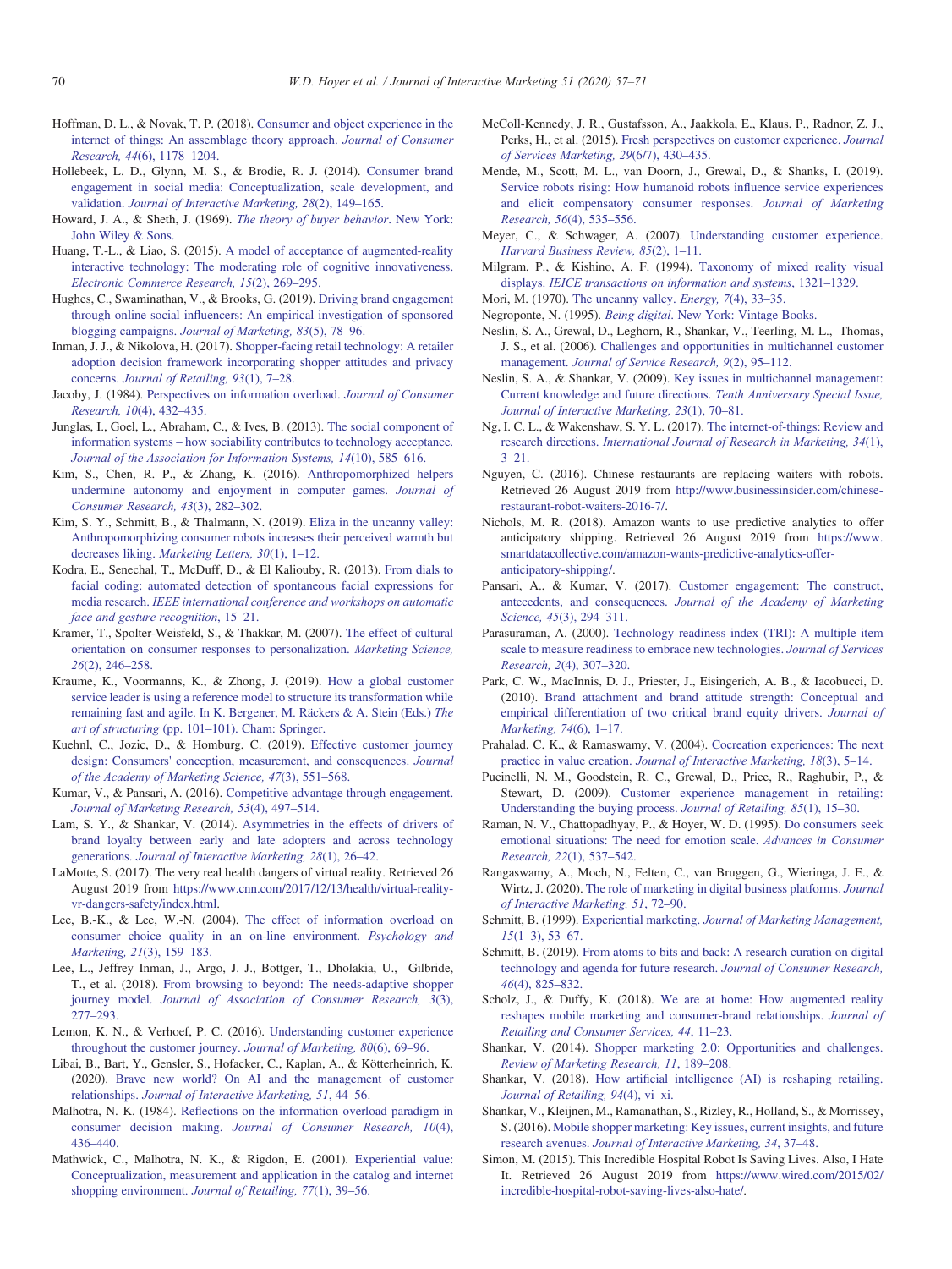Hoffman, D. L., & Novak, T. P. (2018). Consumer and object experience in the internet of things: An assemblage theory approach. *Journal of Consumer Research, 44*(6), 1178–1204.

Hollebeek, L. D., Glynn, M. S., & Brodie, R. J. (2014). Consumer brand engagement in social media: Conceptualization, scale development, and validation. *Journal of Interactive Marketing, 28*(2), 149–165.

Howard, J. A., & Sheth, J. (1969). *The theory of buyer behavior*. New York: John Wiley & Sons.

Huang, T.-L., & Liao, S. (2015). A model of acceptance of augmented-reality interactive technology: The moderating role of cognitive innovativeness. *Electronic Commerce Research, 15*(2), 269–295.

Hughes, C., Swaminathan, V., & Brooks, G. (2019). Driving brand engagement through online social influencers: An empirical investigation of sponsored blogging campaigns. *Journal of Marketing, 83*(5), 78–96.

Inman, J. J., & Nikolova, H. (2017). Shopper-facing retail technology: A retailer adoption decision framework incorporating shopper attitudes and privacy concerns. *Journal of Retailing, 93*(1), 7–28.

Jacoby, J. (1984). Perspectives on information overload. *Journal of Consumer Research, 10*(4), 432–435.

Junglas, I., Goel, L., Abraham, C., & Ives, B. (2013). The social component of information systems – how sociability contributes to technology acceptance. *Journal of the Association for Information Systems, 14*(10), 585–616.

Kim, S., Chen, R. P., & Zhang, K. (2016). Anthropomorphized helpers undermine autonomy and enjoyment in computer games. *Journal of Consumer Research, 43*(3), 282–302.

Kim, S. Y., Schmitt, B., & Thalmann, N. (2019). Eliza in the uncanny valley: Anthropomorphizing consumer robots increases their perceived warmth but decreases liking. *Marketing Letters, 30*(1), 1–12.

Kodra, E., Senechal, T., McDuff, D., & El Kaliouby, R. (2013). From dials to facial coding: automated detection of spontaneous facial expressions for media research. *IEEE international conference and workshops on automatic face and gesture recognition*, 15–21.

Kramer, T., Spolter-Weisfeld, S., & Thakkar, M. (2007). The effect of cultural orientation on consumer responses to personalization. *Marketing Science, 26*(2), 246–258.

Kraume, K., Voormanns, K., & Zhong, J. (2019). How a global customer service leader is using a reference model to structure its transformation while remaining fast and agile. In K. Bergener, M. Räckers & A. Stein (Eds.) *The art of structuring* (pp. 101–101). Cham: Springer.

Kuehnl, C., Jozic, D., & Homburg, C. (2019). Effective customer journey design: Consumers' conception, measurement, and consequences. *Journal of the Academy of Marketing Science, 47*(3), 551–568.

Kumar, V., & Pansari, A. (2016). Competitive advantage through engagement. *Journal of Marketing Research, 53*(4), 497–514.

Lam, S. Y., & Shankar, V. (2014). Asymmetries in the effects of drivers of brand loyalty between early and late adopters and across technology generations. *Journal of Interactive Marketing, 28*(1), 26–42.

LaMotte, S. (2017). The very real health dangers of virtual reality. Retrieved 26 August 2019 from https://www.cnn.com/2017/12/13/health/virtual-reality-vr-dangers-safety/index.html.

Lee, B.-K., & Lee, W.-N. (2004). The effect of information overload on consumer choice quality in an on-line environment. *Psychology and Marketing, 21*(3), 159–183.

Lee, L., Jeffrey Inman, J., Argo, J. J., Bottger, T., Dholakia, U., Gilbride, T., et al. (2018). From browsing to beyond: The needs-adaptive shopper journey model. *Journal of Association of Consumer Research, 3*(3), 277–293.

Lemon, K. N., & Verhoef, P. C. (2016). Understanding customer experience throughout the customer journey. *Journal of Marketing, 80*(6), 69–96.

Libai, B., Bart, Y., Gensler, S., Hofacker, C., Kaplan, A., & Kötterheinrich, K. (2020). Brave new world? On AI and the management of customer relationships. *Journal of Interactive Marketing, 51*, 44–56.

Malhotra, N. K. (1984). Reflections on the information overload paradigm in consumer decision making. *Journal of Consumer Research, 10*(4), 436–440.

Mathwick, C., Malhotra, N. K., & Rigdon, E. (2001). Experiential value: Conceptualization, measurement and application in the catalog and internet shopping environment. *Journal of Retailing, 77*(1), 39–56.

McColl-Kennedy, J. R., Gustafsson, A., Jaakkola, E., Klaus, P., Radnor, Z. J., Perks, H., et al. (2015). Fresh perspectives on customer experience. *Journal of Services Marketing, 29*(6/7), 430–435.

Mende, M., Scott, M. L., van Doorn, J., Grewal, D., & Shanks, I. (2019). Service robots rising: How humanoid robots influence service experiences and elicit compensatory consumer responses. *Journal of Marketing Research, 56*(4), 535–556.

Meyer, C., & Schwager, A. (2007). Understanding customer experience. *Harvard Business Review, 85*(2), 1–11.

Milgram, P., & Kishino, A. F. (1994). Taxonomy of mixed reality visual displays. *IEICE transactions on information and systems*, 1321–1329.

Mori, M. (1970). The uncanny valley. *Energy, 7*(4), 33–35.

Negroponte, N. (1995). *Being digital*. New York: Vintage Books.

Neslin, S. A., Grewal, D., Leghorn, R., Shankar, V., Teerling, M. L., Thomas, J. S., et al. (2006). Challenges and opportunities in multichannel customer management. *Journal of Service Research, 9*(2), 95–112.

Neslin, S. A., & Shankar, V. (2009). Key issues in multichannel management: Current knowledge and future directions. *Tenth Anniversary Special Issue, Journal of Interactive Marketing, 23*(1), 70–81.

Ng, I. C. L., & Wakenshaw, S. Y. L. (2017). The internet-of-things: Review and research directions. *International Journal of Research in Marketing, 34*(1), 3–21.

Nguyen, C. (2016). Chinese restaurants are replacing waiters with robots. Retrieved 26 August 2019 from http://www.businessinsider.com/chinese-restaurant-robot-waiters-2016-7/.

Nichols, M. R. (2018). Amazon wants to use predictive analytics to offer anticipatory shipping. Retrieved 26 August 2019 from https://www.smartdatacollective.com/amazon-wants-predictive-analytics-offer-anticipatory-shipping/.

Pansari, A., & Kumar, V. (2017). Customer engagement: The construct, antecedents, and consequences. *Journal of the Academy of Marketing Science, 45*(3), 294–311.

Parasuraman, A. (2000). Technology readiness index (TRI): A multiple item scale to measure readiness to embrace new technologies. *Journal of Services Research, 2*(4), 307–320.

Park, C. W., MacInnis, D. J., Priester, J., Eisingerich, A. B., & Iacobucci, D. (2010). Brand attachment and brand attitude strength: Conceptual and empirical differentiation of two critical brand equity drivers. *Journal of Marketing, 74*(6), 1–17.

Prahalad, C. K., & Ramaswamy, V. (2004). Cocreation experiences: The next practice in value creation. *Journal of Interactive Marketing, 18*(3), 5–14.

Pucinelli, N. M., Goodstein, R. C., Grewal, D., Price, R., Raghubir, P., & Stewart, D. (2009). Customer experience management in retailing: Understanding the buying process. *Journal of Retailing, 85*(1), 15–30.

Raman, N. V., Chattopadhyay, P., & Hoyer, W. D. (1995). Do consumers seek emotional situations: The need for emotion scale. *Advances in Consumer Research, 22*(1), 537–542.

Rangaswamy, A., Moch, N., Felten, C., van Bruggen, G., Wieringa, J. E., & Wirtz, J. (2020). The role of marketing in digital business platforms. *Journal of Interactive Marketing, 51*, 72–90.

Schmitt, B. (1999). Experiential marketing. *Journal of Marketing Management, 15*(1–3), 53–67.

Schmitt, B. (2019). From atoms to bits and back: A research curation on digital technology and agenda for future research. *Journal of Consumer Research, 46*(4), 825–832.

Scholz, J., & Duffy, K. (2018). We are at home: How augmented reality reshapes mobile marketing and consumer-brand relationships. *Journal of Retailing and Consumer Services, 44*, 11–23.

Shankar, V. (2014). Shopper marketing 2.0: Opportunities and challenges. *Review of Marketing Research, 11*, 189–208.

Shankar, V. (2018). How artificial intelligence (AI) is reshaping retailing. *Journal of Retailing, 94*(4), vi–xi.

Shankar, V., Kleijnen, M., Ramanathan, S., Rizley, R., Holland, S., & Morrissey, S. (2016). Mobile shopper marketing: Key issues, current insights, and future research avenues. *Journal of Interactive Marketing, 34*, 37–48.

Simon, M. (2015). This Incredible Hospital Robot Is Saving Lives. Also, I Hate It. Retrieved 26 August 2019 from https://www.wired.com/2015/02/incredible-hospital-robot-saving-lives-also-hate/.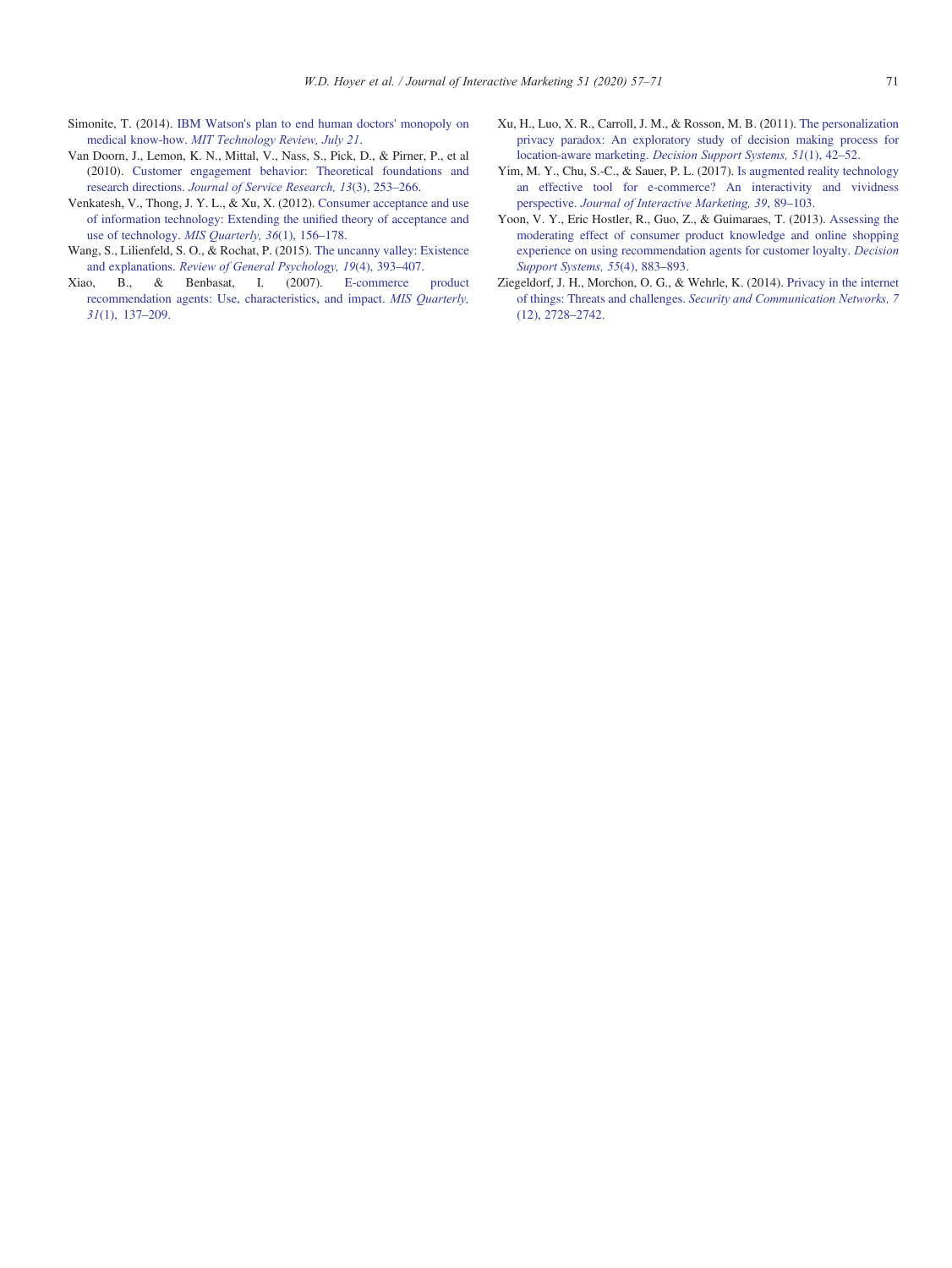Simonite, T. (2014). IBM Watson's plan to end human doctors' monopoly on medical know-how. *MIT Technology Review, July 21*.

Van Doorn, J., Lemon, K. N., Mittal, V., Nass, S., Pick, D., & Pirner, P., et al (2010). Customer engagement behavior: Theoretical foundations and research directions. *Journal of Service Research, 13*(3), 253–266.

Venkatesh, V., Thong, J. Y. L., & Xu, X. (2012). Consumer acceptance and use of information technology: Extending the unified theory of acceptance and use of technology. *MIS Quarterly, 36*(1), 156–178.

Wang, S., Lilienfeld, S. O., & Rochat, P. (2015). The uncanny valley: Existence and explanations. *Review of General Psychology, 19*(4), 393–407.

Xiao, B., & Benbasat, I. (2007). E-commerce product recommendation agents: Use, characteristics, and impact. *MIS Quarterly, 31*(1), 137–209.

Xu, H., Luo, X. R., Carroll, J. M., & Rosson, M. B. (2011). The personalization privacy paradox: An exploratory study of decision making process for location-aware marketing. *Decision Support Systems, 51*(1), 42–52.

Yim, M. Y., Chu, S.-C., & Sauer, P. L. (2017). Is augmented reality technology an effective tool for e-commerce? An interactivity and vividness perspective. *Journal of Interactive Marketing, 39*, 89–103.

Yoon, V. Y., Eric Hostler, R., Guo, Z., & Guimaraes, T. (2013). Assessing the moderating effect of consumer product knowledge and online shopping experience on using recommendation agents for customer loyalty. *Decision Support Systems, 55*(4), 883–893.

Ziegeldorf, J. H., Morchon, O. G., & Wehrle, K. (2014). Privacy in the internet of things: Threats and challenges. *Security and Communication Networks, 7*(12), 2728–2742.